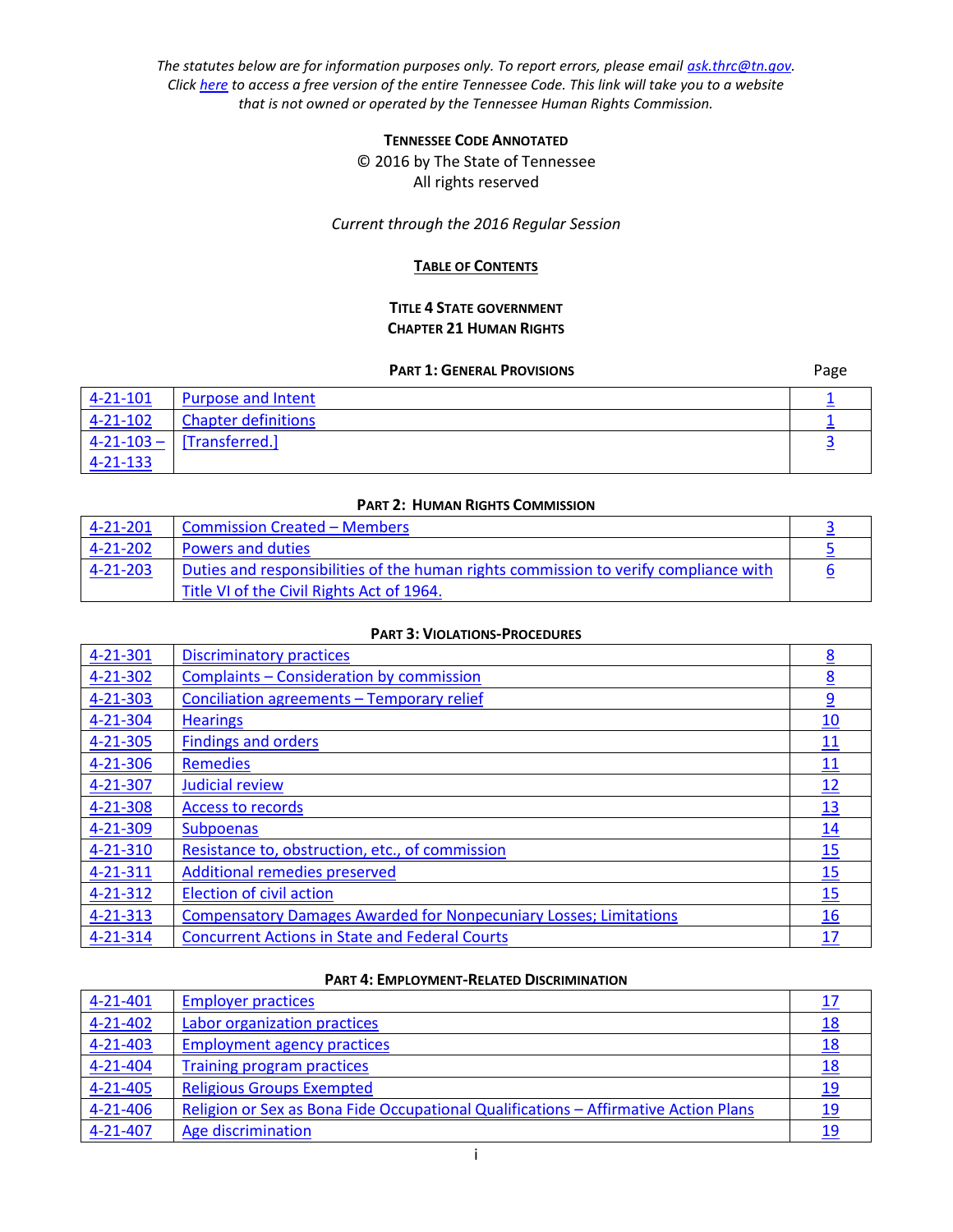*The statutes below are for information purposes only. To report errors, please email ask.thrc@tn.gov. Click here to access a free version of the entire Tennessee Code. This link will take you to a website that is not owned or operated by the Tennessee Human Rights Commission.*

**TENNESSEE CODE ANNOTATED**
© 2016 by The State of Tennessee
All rights reserved

*Current through the 2016 Regular Session*

**TABLE OF CONTENTS**

**TITLE 4 STATE GOVERNMENT**
**CHAPTER 21 HUMAN RIGHTS**

**PART 1: GENERAL PROVISIONS**

| | | Page |
|---|---|---|
| 4-21-101 | Purpose and Intent | 1 |
| 4-21-102 | Chapter definitions | 1 |
| 4-21-103 – 4-21-133 | [Transferred.] | 3 |

**PART 2: HUMAN RIGHTS COMMISSION**

| | | |
|---|---|---|
| 4-21-201 | Commission Created – Members | 3 |
| 4-21-202 | Powers and duties | 5 |
| 4-21-203 | Duties and responsibilities of the human rights commission to verify compliance with Title VI of the Civil Rights Act of 1964. | 6 |

**PART 3: VIOLATIONS-PROCEDURES**

| | | |
|---|---|---|
| 4-21-301 | Discriminatory practices | 8 |
| 4-21-302 | Complaints – Consideration by commission | 8 |
| 4-21-303 | Conciliation agreements – Temporary relief | 9 |
| 4-21-304 | Hearings | 10 |
| 4-21-305 | Findings and orders | 11 |
| 4-21-306 | Remedies | 11 |
| 4-21-307 | Judicial review | 12 |
| 4-21-308 | Access to records | 13 |
| 4-21-309 | Subpoenas | 14 |
| 4-21-310 | Resistance to, obstruction, etc., of commission | 15 |
| 4-21-311 | Additional remedies preserved | 15 |
| 4-21-312 | Election of civil action | 15 |
| 4-21-313 | Compensatory Damages Awarded for Nonpecuniary Losses; Limitations | 16 |
| 4-21-314 | Concurrent Actions in State and Federal Courts | 17 |

**PART 4: EMPLOYMENT-RELATED DISCRIMINATION**

| | | |
|---|---|---|
| 4-21-401 | Employer practices | 17 |
| 4-21-402 | Labor organization practices | 18 |
| 4-21-403 | Employment agency practices | 18 |
| 4-21-404 | Training program practices | 18 |
| 4-21-405 | Religious Groups Exempted | 19 |
| 4-21-406 | Religion or Sex as Bona Fide Occupational Qualifications – Affirmative Action Plans | 19 |
| 4-21-407 | Age discrimination | 19 |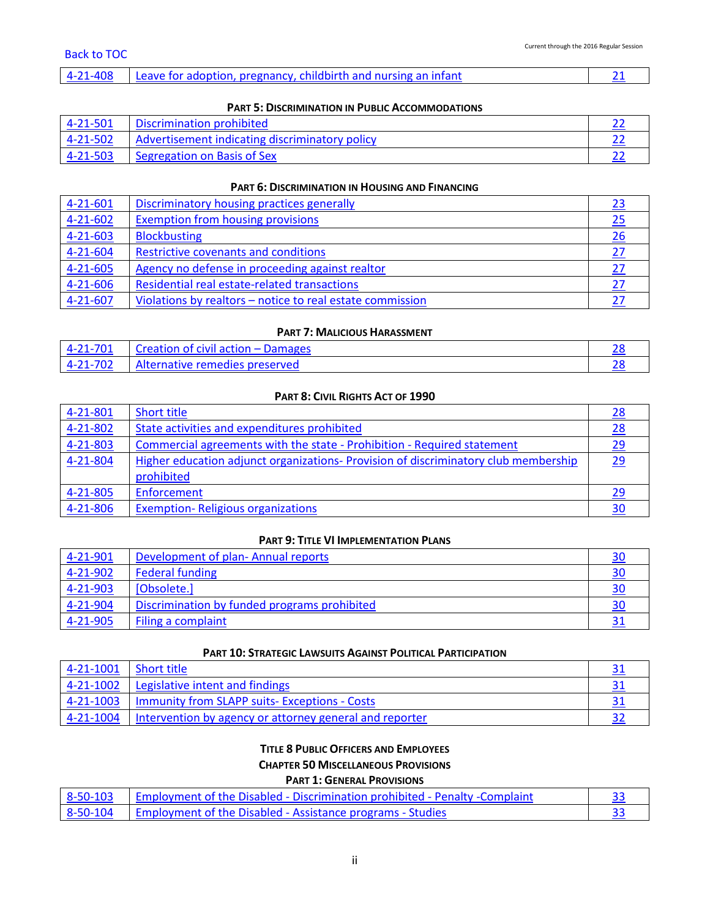Back to TOC

| 4-21-408 | Leave for adoption, pregnancy, childbirth and nursing an infant | 21 |
|---|---|---|

**PART 5: DISCRIMINATION IN PUBLIC ACCOMMODATIONS**

| 4-21-501 | Discrimination prohibited | 22 |
|---|---|---|
| 4-21-502 | Advertisement indicating discriminatory policy | 22 |
| 4-21-503 | Segregation on Basis of Sex | 22 |

**PART 6: DISCRIMINATION IN HOUSING AND FINANCING**

| 4-21-601 | Discriminatory housing practices generally | 23 |
|---|---|---|
| 4-21-602 | Exemption from housing provisions | 25 |
| 4-21-603 | Blockbusting | 26 |
| 4-21-604 | Restrictive covenants and conditions | 27 |
| 4-21-605 | Agency no defense in proceeding against realtor | 27 |
| 4-21-606 | Residential real estate-related transactions | 27 |
| 4-21-607 | Violations by realtors – notice to real estate commission | 27 |

**PART 7: MALICIOUS HARASSMENT**

| 4-21-701 | Creation of civil action – Damages | 28 |
|---|---|---|
| 4-21-702 | Alternative remedies preserved | 28 |

**PART 8: CIVIL RIGHTS ACT OF 1990**

| 4-21-801 | Short title | 28 |
|---|---|---|
| 4-21-802 | State activities and expenditures prohibited | 28 |
| 4-21-803 | Commercial agreements with the state - Prohibition - Required statement | 29 |
| 4-21-804 | Higher education adjunct organizations- Provision of discriminatory club membership prohibited | 29 |
| 4-21-805 | Enforcement | 29 |
| 4-21-806 | Exemption- Religious organizations | 30 |

**PART 9: TITLE VI IMPLEMENTATION PLANS**

| 4-21-901 | Development of plan- Annual reports | 30 |
|---|---|---|
| 4-21-902 | Federal funding | 30 |
| 4-21-903 | [Obsolete.] | 30 |
| 4-21-904 | Discrimination by funded programs prohibited | 30 |
| 4-21-905 | Filing a complaint | 31 |

**PART 10: STRATEGIC LAWSUITS AGAINST POLITICAL PARTICIPATION**

| 4-21-1001 | Short title | 31 |
|---|---|---|
| 4-21-1002 | Legislative intent and findings | 31 |
| 4-21-1003 | Immunity from SLAPP suits- Exceptions - Costs | 31 |
| 4-21-1004 | Intervention by agency or attorney general and reporter | 32 |

**TITLE 8 PUBLIC OFFICERS AND EMPLOYEES**

**CHAPTER 50 MISCELLANEOUS PROVISIONS**

**PART 1: GENERAL PROVISIONS**

| 8-50-103 | Employment of the Disabled - Discrimination prohibited - Penalty -Complaint | 33 |
|---|---|---|
| 8-50-104 | Employment of the Disabled - Assistance programs - Studies | 33 |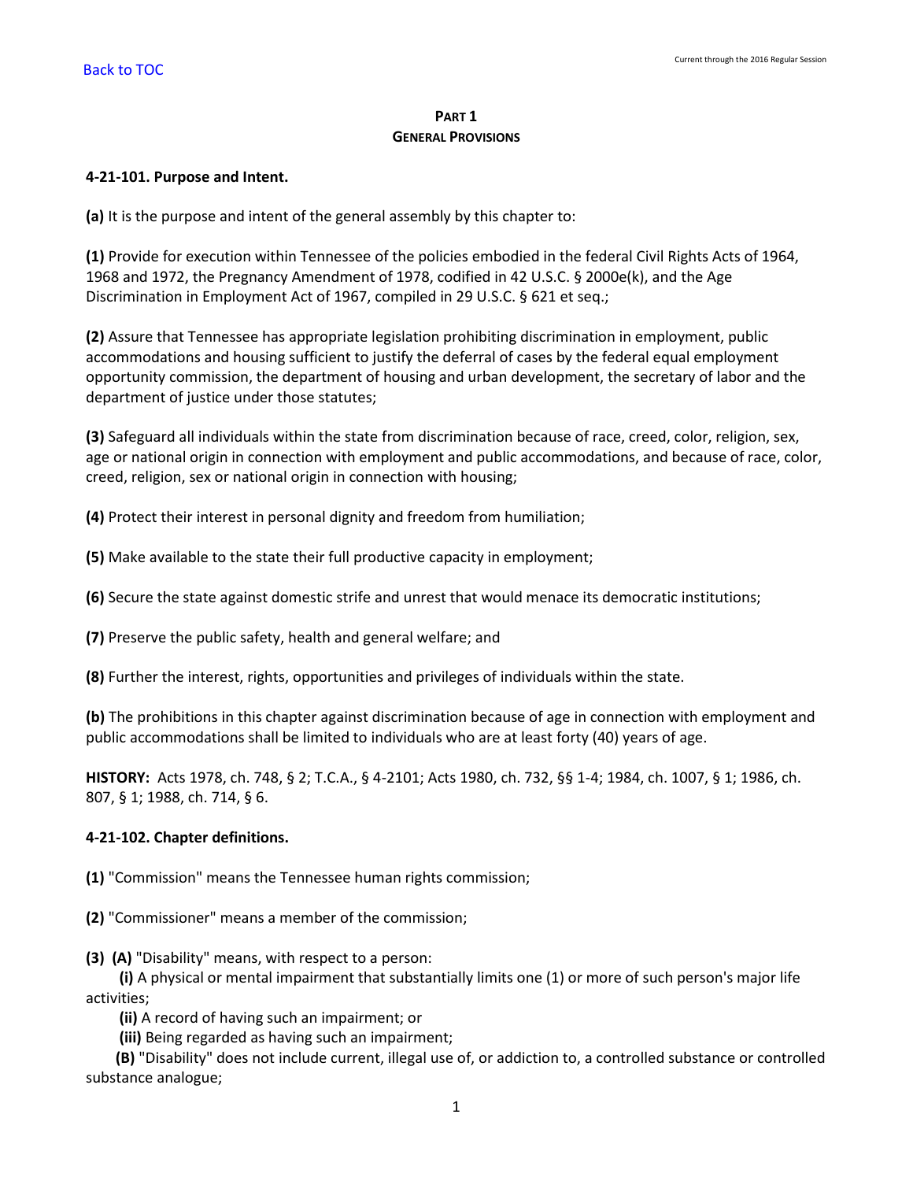[Back to TOC]

## PART 1
## GENERAL PROVISIONS

**4-21-101. Purpose and Intent.**

**(a)** It is the purpose and intent of the general assembly by this chapter to:

**(1)** Provide for execution within Tennessee of the policies embodied in the federal Civil Rights Acts of 1964, 1968 and 1972, the Pregnancy Amendment of 1978, codified in 42 U.S.C. § 2000e(k), and the Age Discrimination in Employment Act of 1967, compiled in 29 U.S.C. § 621 et seq.;

**(2)** Assure that Tennessee has appropriate legislation prohibiting discrimination in employment, public accommodations and housing sufficient to justify the deferral of cases by the federal equal employment opportunity commission, the department of housing and urban development, the secretary of labor and the department of justice under those statutes;

**(3)** Safeguard all individuals within the state from discrimination because of race, creed, color, religion, sex, age or national origin in connection with employment and public accommodations, and because of race, color, creed, religion, sex or national origin in connection with housing;

**(4)** Protect their interest in personal dignity and freedom from humiliation;

**(5)** Make available to the state their full productive capacity in employment;

**(6)** Secure the state against domestic strife and unrest that would menace its democratic institutions;

**(7)** Preserve the public safety, health and general welfare; and

**(8)** Further the interest, rights, opportunities and privileges of individuals within the state.

**(b)** The prohibitions in this chapter against discrimination because of age in connection with employment and public accommodations shall be limited to individuals who are at least forty (40) years of age.

**HISTORY:** Acts 1978, ch. 748, § 2; T.C.A., § 4-2101; Acts 1980, ch. 732, §§ 1-4; 1984, ch. 1007, § 1; 1986, ch. 807, § 1; 1988, ch. 714, § 6.

**4-21-102. Chapter definitions.**

**(1)** "Commission" means the Tennessee human rights commission;

**(2)** "Commissioner" means a member of the commission;

**(3)** **(A)** "Disability" means, with respect to a person:

**(i)** A physical or mental impairment that substantially limits one (1) or more of such person's major life activities;

**(ii)** A record of having such an impairment; or

**(iii)** Being regarded as having such an impairment;

**(B)** "Disability" does not include current, illegal use of, or addiction to, a controlled substance or controlled substance analogue;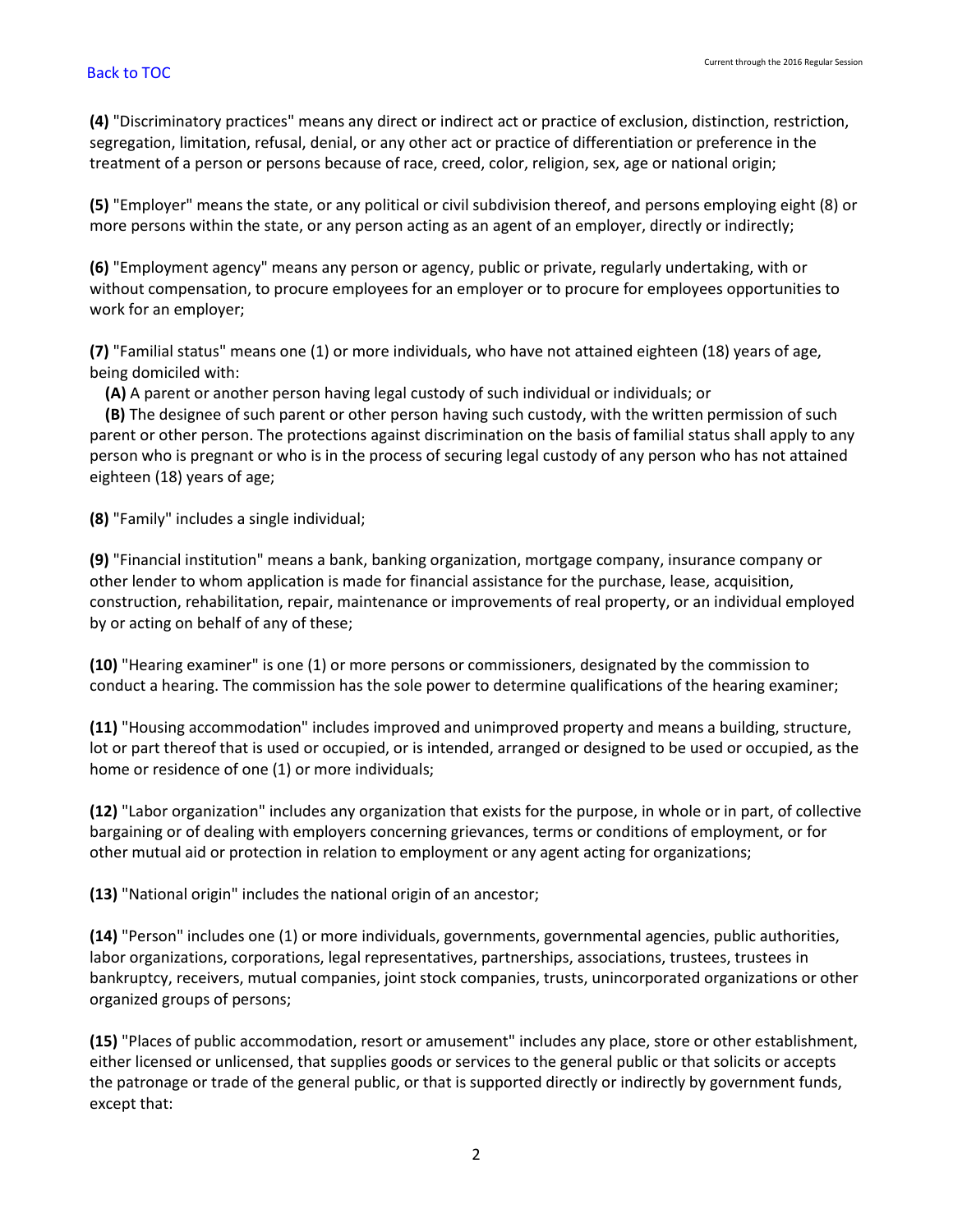**(4)** "Discriminatory practices" means any direct or indirect act or practice of exclusion, distinction, restriction, segregation, limitation, refusal, denial, or any other act or practice of differentiation or preference in the treatment of a person or persons because of race, creed, color, religion, sex, age or national origin;

**(5)** "Employer" means the state, or any political or civil subdivision thereof, and persons employing eight (8) or more persons within the state, or any person acting as an agent of an employer, directly or indirectly;

**(6)** "Employment agency" means any person or agency, public or private, regularly undertaking, with or without compensation, to procure employees for an employer or to procure for employees opportunities to work for an employer;

**(7)** "Familial status" means one (1) or more individuals, who have not attained eighteen (18) years of age, being domiciled with:

**(A)** A parent or another person having legal custody of such individual or individuals; or

**(B)** The designee of such parent or other person having such custody, with the written permission of such parent or other person. The protections against discrimination on the basis of familial status shall apply to any person who is pregnant or who is in the process of securing legal custody of any person who has not attained eighteen (18) years of age;

**(8)** "Family" includes a single individual;

**(9)** "Financial institution" means a bank, banking organization, mortgage company, insurance company or other lender to whom application is made for financial assistance for the purchase, lease, acquisition, construction, rehabilitation, repair, maintenance or improvements of real property, or an individual employed by or acting on behalf of any of these;

**(10)** "Hearing examiner" is one (1) or more persons or commissioners, designated by the commission to conduct a hearing. The commission has the sole power to determine qualifications of the hearing examiner;

**(11)** "Housing accommodation" includes improved and unimproved property and means a building, structure, lot or part thereof that is used or occupied, or is intended, arranged or designed to be used or occupied, as the home or residence of one (1) or more individuals;

**(12)** "Labor organization" includes any organization that exists for the purpose, in whole or in part, of collective bargaining or of dealing with employers concerning grievances, terms or conditions of employment, or for other mutual aid or protection in relation to employment or any agent acting for organizations;

**(13)** "National origin" includes the national origin of an ancestor;

**(14)** "Person" includes one (1) or more individuals, governments, governmental agencies, public authorities, labor organizations, corporations, legal representatives, partnerships, associations, trustees, trustees in bankruptcy, receivers, mutual companies, joint stock companies, trusts, unincorporated organizations or other organized groups of persons;

**(15)** "Places of public accommodation, resort or amusement" includes any place, store or other establishment, either licensed or unlicensed, that supplies goods or services to the general public or that solicits or accepts the patronage or trade of the general public, or that is supported directly or indirectly by government funds, except that: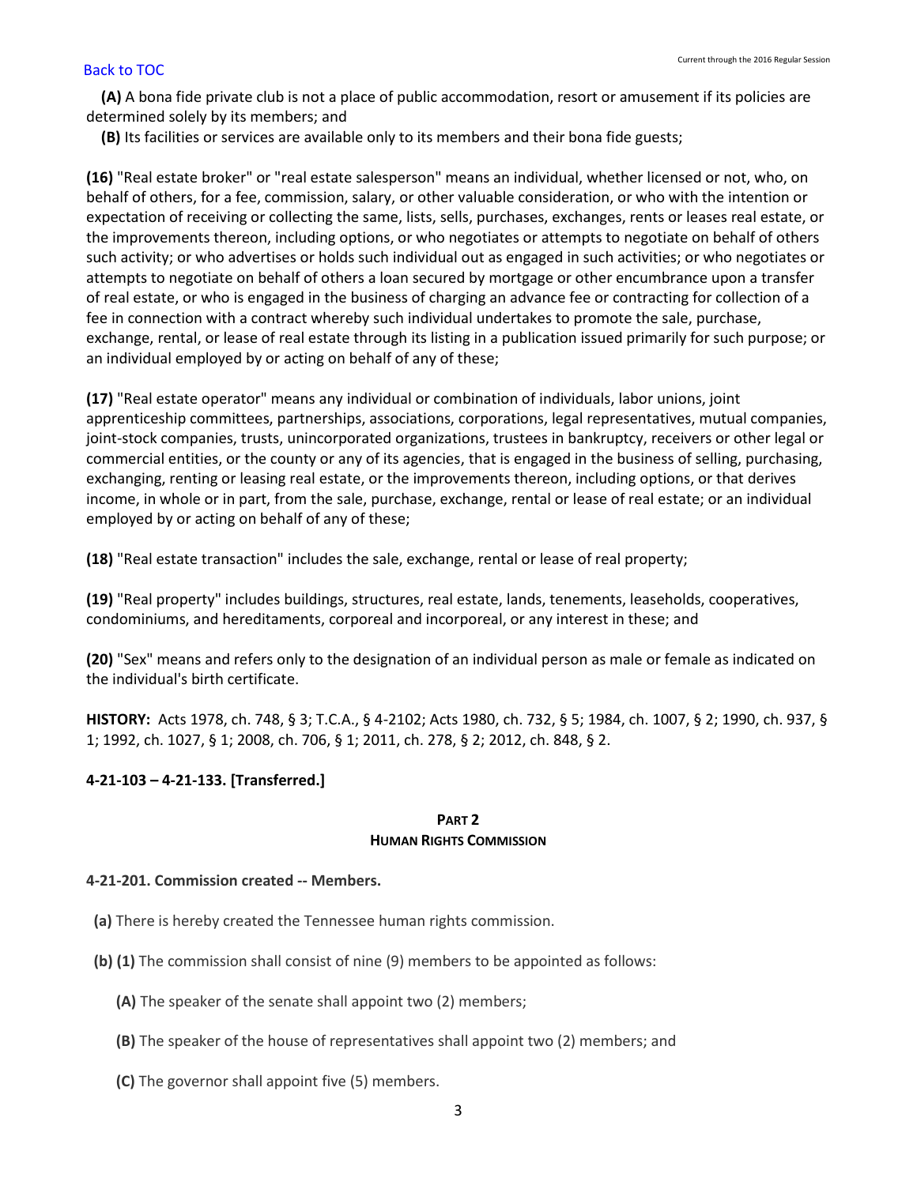**(A)** A bona fide private club is not a place of public accommodation, resort or amusement if its policies are determined solely by its members; and

**(B)** Its facilities or services are available only to its members and their bona fide guests;

**(16)** "Real estate broker" or "real estate salesperson" means an individual, whether licensed or not, who, on behalf of others, for a fee, commission, salary, or other valuable consideration, or who with the intention or expectation of receiving or collecting the same, lists, sells, purchases, exchanges, rents or leases real estate, or the improvements thereon, including options, or who negotiates or attempts to negotiate on behalf of others such activity; or who advertises or holds such individual out as engaged in such activities; or who negotiates or attempts to negotiate on behalf of others a loan secured by mortgage or other encumbrance upon a transfer of real estate, or who is engaged in the business of charging an advance fee or contracting for collection of a fee in connection with a contract whereby such individual undertakes to promote the sale, purchase, exchange, rental, or lease of real estate through its listing in a publication issued primarily for such purpose; or an individual employed by or acting on behalf of any of these;

**(17)** "Real estate operator" means any individual or combination of individuals, labor unions, joint apprenticeship committees, partnerships, associations, corporations, legal representatives, mutual companies, joint-stock companies, trusts, unincorporated organizations, trustees in bankruptcy, receivers or other legal or commercial entities, or the county or any of its agencies, that is engaged in the business of selling, purchasing, exchanging, renting or leasing real estate, or the improvements thereon, including options, or that derives income, in whole or in part, from the sale, purchase, exchange, rental or lease of real estate; or an individual employed by or acting on behalf of any of these;

**(18)** "Real estate transaction" includes the sale, exchange, rental or lease of real property;

**(19)** "Real property" includes buildings, structures, real estate, lands, tenements, leaseholds, cooperatives, condominiums, and hereditaments, corporeal and incorporeal, or any interest in these; and

**(20)** "Sex" means and refers only to the designation of an individual person as male or female as indicated on the individual's birth certificate.

**HISTORY:** Acts 1978, ch. 748, § 3; T.C.A., § 4-2102; Acts 1980, ch. 732, § 5; 1984, ch. 1007, § 2; 1990, ch. 937, § 1; 1992, ch. 1027, § 1; 2008, ch. 706, § 1; 2011, ch. 278, § 2; 2012, ch. 848, § 2.

**4-21-103 – 4-21-133. [Transferred.]**

## PART 2
## HUMAN RIGHTS COMMISSION

**4-21-201. Commission created -- Members.**

**(a)** There is hereby created the Tennessee human rights commission.

**(b)** **(1)** The commission shall consist of nine (9) members to be appointed as follows:

**(A)** The speaker of the senate shall appoint two (2) members;

**(B)** The speaker of the house of representatives shall appoint two (2) members; and

**(C)** The governor shall appoint five (5) members.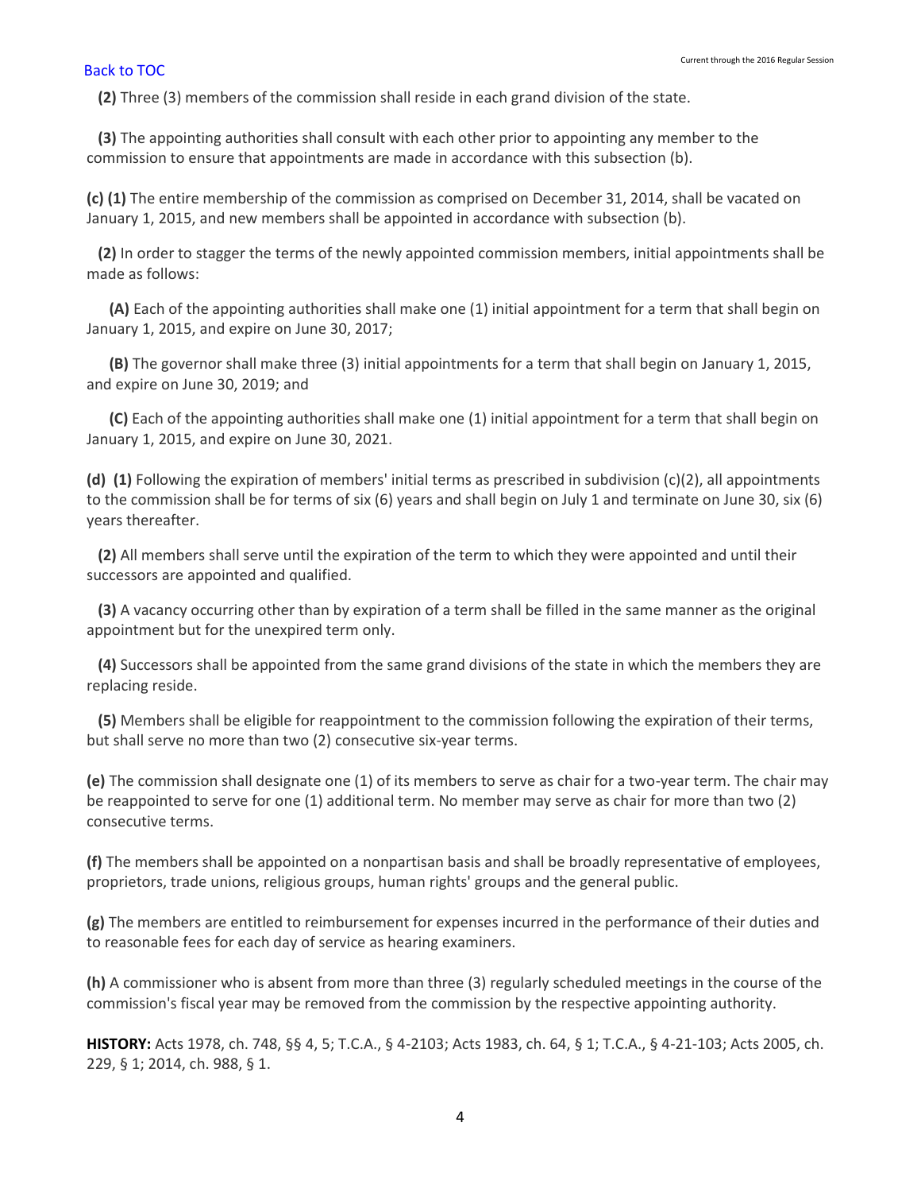**(2)** Three (3) members of the commission shall reside in each grand division of the state.

**(3)** The appointing authorities shall consult with each other prior to appointing any member to the commission to ensure that appointments are made in accordance with this subsection (b).

**(c) (1)** The entire membership of the commission as comprised on December 31, 2014, shall be vacated on January 1, 2015, and new members shall be appointed in accordance with subsection (b).

**(2)** In order to stagger the terms of the newly appointed commission members, initial appointments shall be made as follows:

**(A)** Each of the appointing authorities shall make one (1) initial appointment for a term that shall begin on January 1, 2015, and expire on June 30, 2017;

**(B)** The governor shall make three (3) initial appointments for a term that shall begin on January 1, 2015, and expire on June 30, 2019; and

**(C)** Each of the appointing authorities shall make one (1) initial appointment for a term that shall begin on January 1, 2015, and expire on June 30, 2021.

**(d) (1)** Following the expiration of members' initial terms as prescribed in subdivision (c)(2), all appointments to the commission shall be for terms of six (6) years and shall begin on July 1 and terminate on June 30, six (6) years thereafter.

**(2)** All members shall serve until the expiration of the term to which they were appointed and until their successors are appointed and qualified.

**(3)** A vacancy occurring other than by expiration of a term shall be filled in the same manner as the original appointment but for the unexpired term only.

**(4)** Successors shall be appointed from the same grand divisions of the state in which the members they are replacing reside.

**(5)** Members shall be eligible for reappointment to the commission following the expiration of their terms, but shall serve no more than two (2) consecutive six-year terms.

**(e)** The commission shall designate one (1) of its members to serve as chair for a two-year term. The chair may be reappointed to serve for one (1) additional term. No member may serve as chair for more than two (2) consecutive terms.

**(f)** The members shall be appointed on a nonpartisan basis and shall be broadly representative of employees, proprietors, trade unions, religious groups, human rights' groups and the general public.

**(g)** The members are entitled to reimbursement for expenses incurred in the performance of their duties and to reasonable fees for each day of service as hearing examiners.

**(h)** A commissioner who is absent from more than three (3) regularly scheduled meetings in the course of the commission's fiscal year may be removed from the commission by the respective appointing authority.

**HISTORY:** Acts 1978, ch. 748, §§ 4, 5; T.C.A., § 4-2103; Acts 1983, ch. 64, § 1; T.C.A., § 4-21-103; Acts 2005, ch. 229, § 1; 2014, ch. 988, § 1.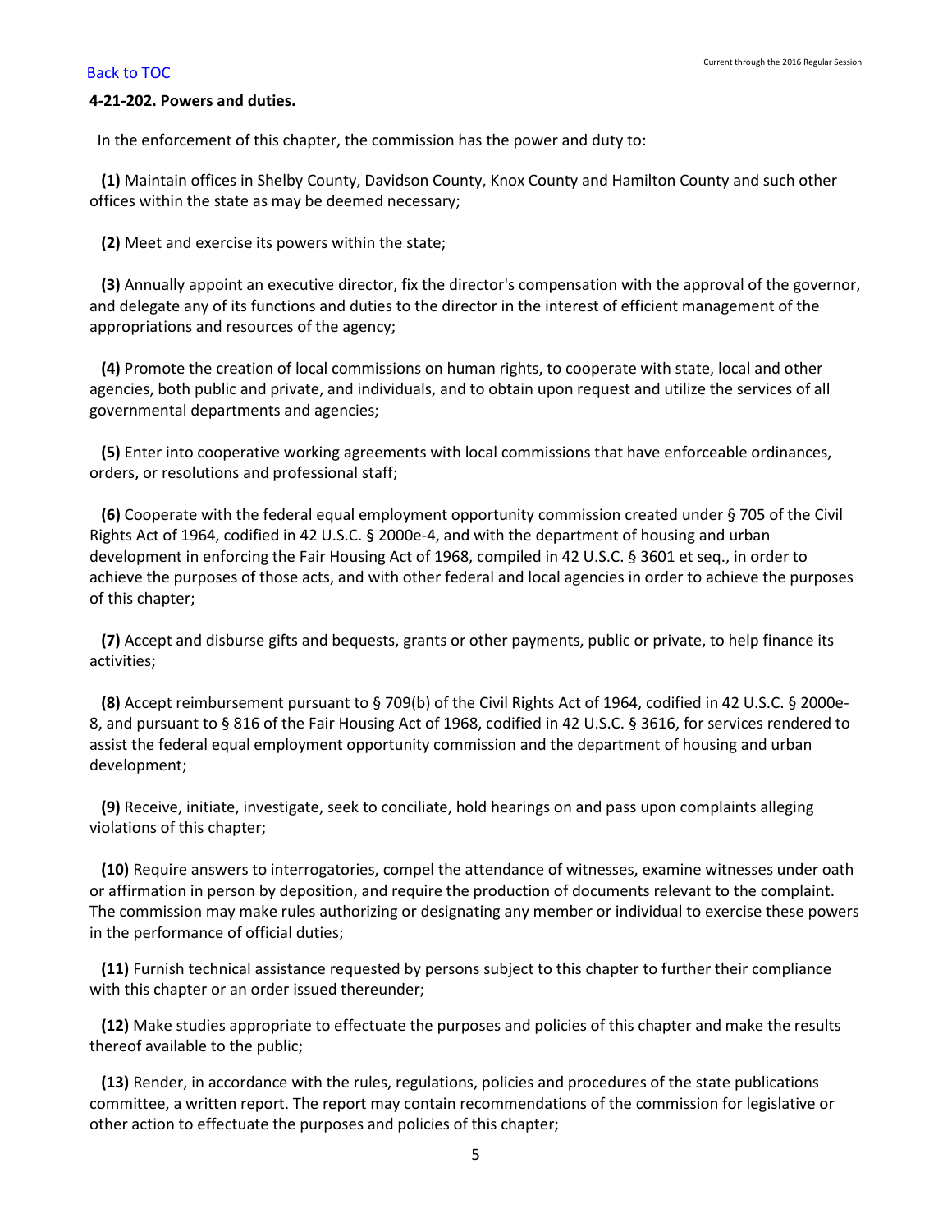**4-21-202. Powers and duties.**

In the enforcement of this chapter, the commission has the power and duty to:

**(1)** Maintain offices in Shelby County, Davidson County, Knox County and Hamilton County and such other offices within the state as may be deemed necessary;

**(2)** Meet and exercise its powers within the state;

**(3)** Annually appoint an executive director, fix the director's compensation with the approval of the governor, and delegate any of its functions and duties to the director in the interest of efficient management of the appropriations and resources of the agency;

**(4)** Promote the creation of local commissions on human rights, to cooperate with state, local and other agencies, both public and private, and individuals, and to obtain upon request and utilize the services of all governmental departments and agencies;

**(5)** Enter into cooperative working agreements with local commissions that have enforceable ordinances, orders, or resolutions and professional staff;

**(6)** Cooperate with the federal equal employment opportunity commission created under § 705 of the Civil Rights Act of 1964, codified in 42 U.S.C. § 2000e-4, and with the department of housing and urban development in enforcing the Fair Housing Act of 1968, compiled in 42 U.S.C. § 3601 et seq., in order to achieve the purposes of those acts, and with other federal and local agencies in order to achieve the purposes of this chapter;

**(7)** Accept and disburse gifts and bequests, grants or other payments, public or private, to help finance its activities;

**(8)** Accept reimbursement pursuant to § 709(b) of the Civil Rights Act of 1964, codified in 42 U.S.C. § 2000e-8, and pursuant to § 816 of the Fair Housing Act of 1968, codified in 42 U.S.C. § 3616, for services rendered to assist the federal equal employment opportunity commission and the department of housing and urban development;

**(9)** Receive, initiate, investigate, seek to conciliate, hold hearings on and pass upon complaints alleging violations of this chapter;

**(10)** Require answers to interrogatories, compel the attendance of witnesses, examine witnesses under oath or affirmation in person by deposition, and require the production of documents relevant to the complaint. The commission may make rules authorizing or designating any member or individual to exercise these powers in the performance of official duties;

**(11)** Furnish technical assistance requested by persons subject to this chapter to further their compliance with this chapter or an order issued thereunder;

**(12)** Make studies appropriate to effectuate the purposes and policies of this chapter and make the results thereof available to the public;

**(13)** Render, in accordance with the rules, regulations, policies and procedures of the state publications committee, a written report. The report may contain recommendations of the commission for legislative or other action to effectuate the purposes and policies of this chapter;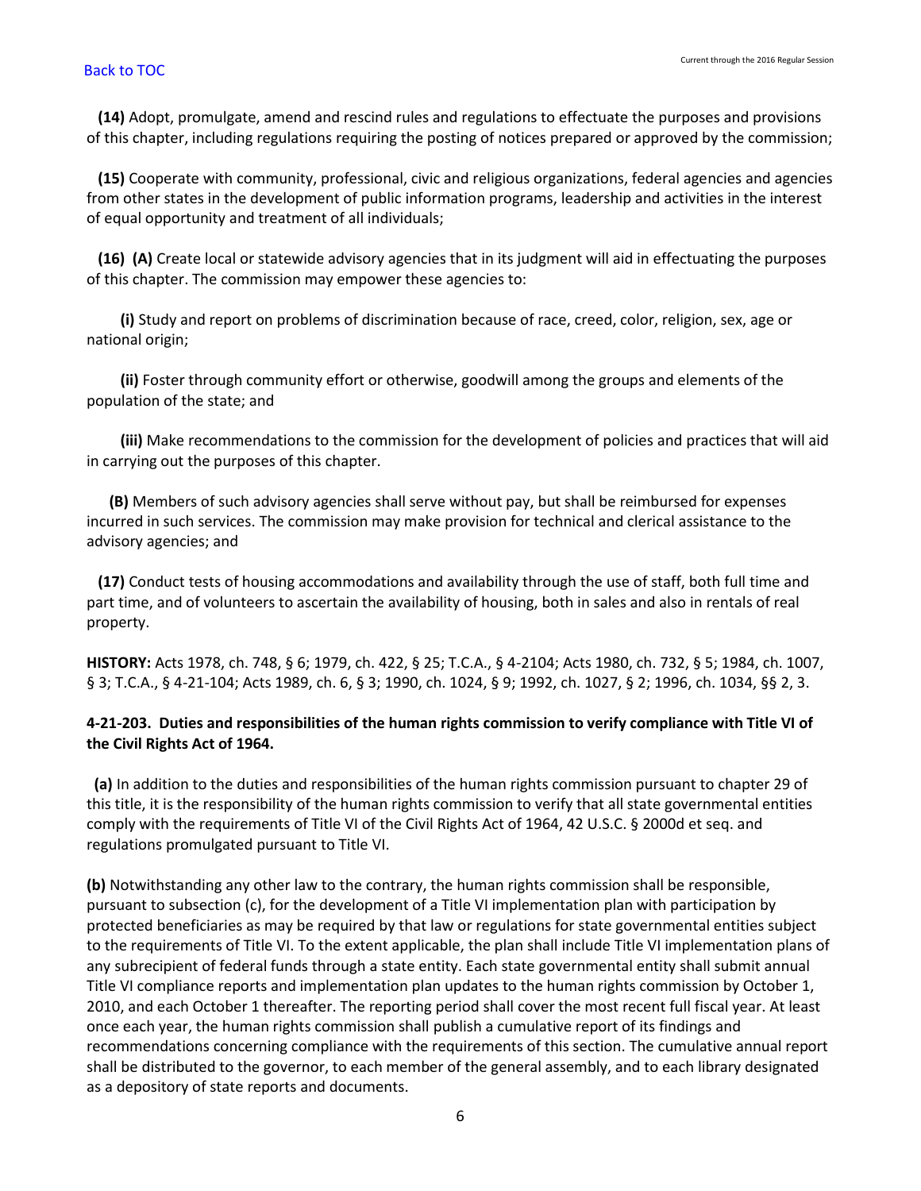**(14)** Adopt, promulgate, amend and rescind rules and regulations to effectuate the purposes and provisions of this chapter, including regulations requiring the posting of notices prepared or approved by the commission;

**(15)** Cooperate with community, professional, civic and religious organizations, federal agencies and agencies from other states in the development of public information programs, leadership and activities in the interest of equal opportunity and treatment of all individuals;

**(16)** **(A)** Create local or statewide advisory agencies that in its judgment will aid in effectuating the purposes of this chapter. The commission may empower these agencies to:

**(i)** Study and report on problems of discrimination because of race, creed, color, religion, sex, age or national origin;

**(ii)** Foster through community effort or otherwise, goodwill among the groups and elements of the population of the state; and

**(iii)** Make recommendations to the commission for the development of policies and practices that will aid in carrying out the purposes of this chapter.

**(B)** Members of such advisory agencies shall serve without pay, but shall be reimbursed for expenses incurred in such services. The commission may make provision for technical and clerical assistance to the advisory agencies; and

**(17)** Conduct tests of housing accommodations and availability through the use of staff, both full time and part time, and of volunteers to ascertain the availability of housing, both in sales and also in rentals of real property.

**HISTORY:** Acts 1978, ch. 748, § 6; 1979, ch. 422, § 25; T.C.A., § 4-2104; Acts 1980, ch. 732, § 5; 1984, ch. 1007, § 3; T.C.A., § 4-21-104; Acts 1989, ch. 6, § 3; 1990, ch. 1024, § 9; 1992, ch. 1027, § 2; 1996, ch. 1034, §§ 2, 3.

**4-21-203. Duties and responsibilities of the human rights commission to verify compliance with Title VI of the Civil Rights Act of 1964.**

**(a)** In addition to the duties and responsibilities of the human rights commission pursuant to chapter 29 of this title, it is the responsibility of the human rights commission to verify that all state governmental entities comply with the requirements of Title VI of the Civil Rights Act of 1964, 42 U.S.C. § 2000d et seq. and regulations promulgated pursuant to Title VI.

**(b)** Notwithstanding any other law to the contrary, the human rights commission shall be responsible, pursuant to subsection (c), for the development of a Title VI implementation plan with participation by protected beneficiaries as may be required by that law or regulations for state governmental entities subject to the requirements of Title VI. To the extent applicable, the plan shall include Title VI implementation plans of any subrecipient of federal funds through a state entity. Each state governmental entity shall submit annual Title VI compliance reports and implementation plan updates to the human rights commission by October 1, 2010, and each October 1 thereafter. The reporting period shall cover the most recent full fiscal year. At least once each year, the human rights commission shall publish a cumulative report of its findings and recommendations concerning compliance with the requirements of this section. The cumulative annual report shall be distributed to the governor, to each member of the general assembly, and to each library designated as a depository of state reports and documents.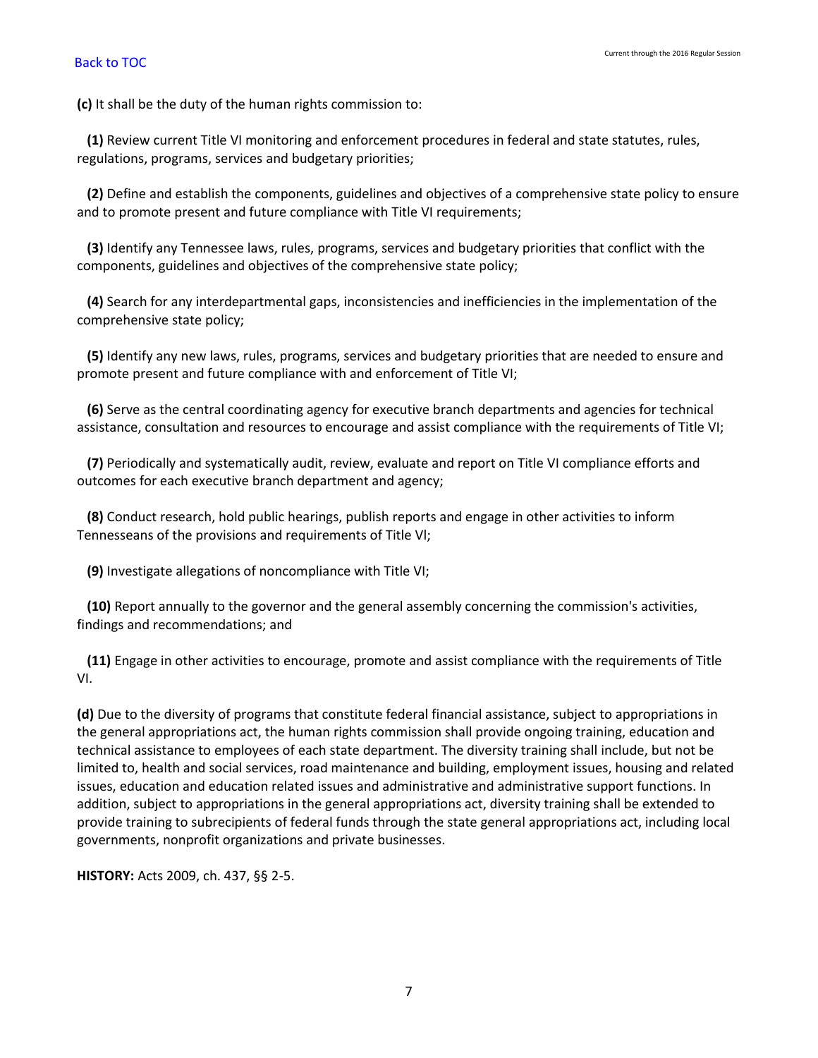**(c)** It shall be the duty of the human rights commission to:

**(1)** Review current Title VI monitoring and enforcement procedures in federal and state statutes, rules, regulations, programs, services and budgetary priorities;

**(2)** Define and establish the components, guidelines and objectives of a comprehensive state policy to ensure and to promote present and future compliance with Title VI requirements;

**(3)** Identify any Tennessee laws, rules, programs, services and budgetary priorities that conflict with the components, guidelines and objectives of the comprehensive state policy;

**(4)** Search for any interdepartmental gaps, inconsistencies and inefficiencies in the implementation of the comprehensive state policy;

**(5)** Identify any new laws, rules, programs, services and budgetary priorities that are needed to ensure and promote present and future compliance with and enforcement of Title VI;

**(6)** Serve as the central coordinating agency for executive branch departments and agencies for technical assistance, consultation and resources to encourage and assist compliance with the requirements of Title VI;

**(7)** Periodically and systematically audit, review, evaluate and report on Title VI compliance efforts and outcomes for each executive branch department and agency;

**(8)** Conduct research, hold public hearings, publish reports and engage in other activities to inform Tennesseans of the provisions and requirements of Title Vl;

**(9)** Investigate allegations of noncompliance with Title VI;

**(10)** Report annually to the governor and the general assembly concerning the commission's activities, findings and recommendations; and

**(11)** Engage in other activities to encourage, promote and assist compliance with the requirements of Title VI.

**(d)** Due to the diversity of programs that constitute federal financial assistance, subject to appropriations in the general appropriations act, the human rights commission shall provide ongoing training, education and technical assistance to employees of each state department. The diversity training shall include, but not be limited to, health and social services, road maintenance and building, employment issues, housing and related issues, education and education related issues and administrative and administrative support functions. In addition, subject to appropriations in the general appropriations act, diversity training shall be extended to provide training to subrecipients of federal funds through the state general appropriations act, including local governments, nonprofit organizations and private businesses.

**HISTORY:** Acts 2009, ch. 437, §§ 2-5.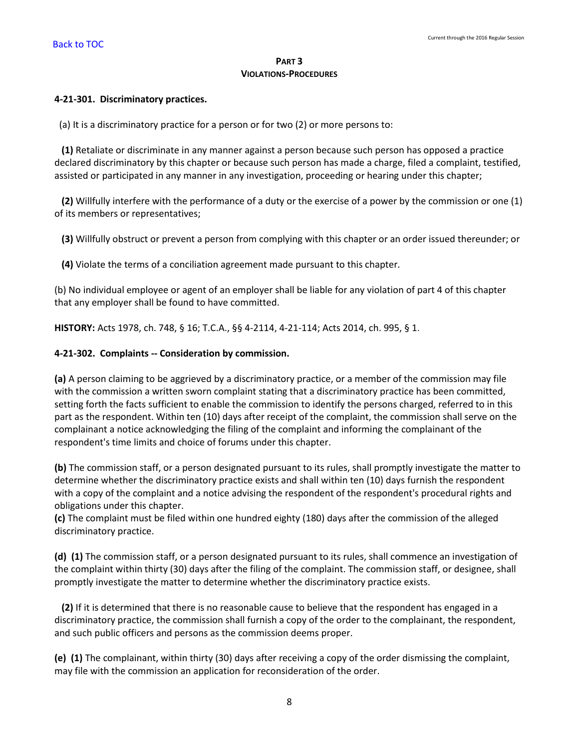## PART 3
## VIOLATIONS-PROCEDURES

**4-21-301. Discriminatory practices.**

(a) It is a discriminatory practice for a person or for two (2) or more persons to:

**(1)** Retaliate or discriminate in any manner against a person because such person has opposed a practice declared discriminatory by this chapter or because such person has made a charge, filed a complaint, testified, assisted or participated in any manner in any investigation, proceeding or hearing under this chapter;

**(2)** Willfully interfere with the performance of a duty or the exercise of a power by the commission or one (1) of its members or representatives;

**(3)** Willfully obstruct or prevent a person from complying with this chapter or an order issued thereunder; or

**(4)** Violate the terms of a conciliation agreement made pursuant to this chapter.

(b) No individual employee or agent of an employer shall be liable for any violation of part 4 of this chapter that any employer shall be found to have committed.

**HISTORY:** Acts 1978, ch. 748, § 16; T.C.A., §§ 4-2114, 4-21-114; Acts 2014, ch. 995, § 1.

**4-21-302. Complaints -- Consideration by commission.**

**(a)** A person claiming to be aggrieved by a discriminatory practice, or a member of the commission may file with the commission a written sworn complaint stating that a discriminatory practice has been committed, setting forth the facts sufficient to enable the commission to identify the persons charged, referred to in this part as the respondent. Within ten (10) days after receipt of the complaint, the commission shall serve on the complainant a notice acknowledging the filing of the complaint and informing the complainant of the respondent's time limits and choice of forums under this chapter.

**(b)** The commission staff, or a person designated pursuant to its rules, shall promptly investigate the matter to determine whether the discriminatory practice exists and shall within ten (10) days furnish the respondent with a copy of the complaint and a notice advising the respondent of the respondent's procedural rights and obligations under this chapter.

**(c)** The complaint must be filed within one hundred eighty (180) days after the commission of the alleged discriminatory practice.

**(d) (1)** The commission staff, or a person designated pursuant to its rules, shall commence an investigation of the complaint within thirty (30) days after the filing of the complaint. The commission staff, or designee, shall promptly investigate the matter to determine whether the discriminatory practice exists.

**(2)** If it is determined that there is no reasonable cause to believe that the respondent has engaged in a discriminatory practice, the commission shall furnish a copy of the order to the complainant, the respondent, and such public officers and persons as the commission deems proper.

**(e) (1)** The complainant, within thirty (30) days after receiving a copy of the order dismissing the complaint, may file with the commission an application for reconsideration of the order.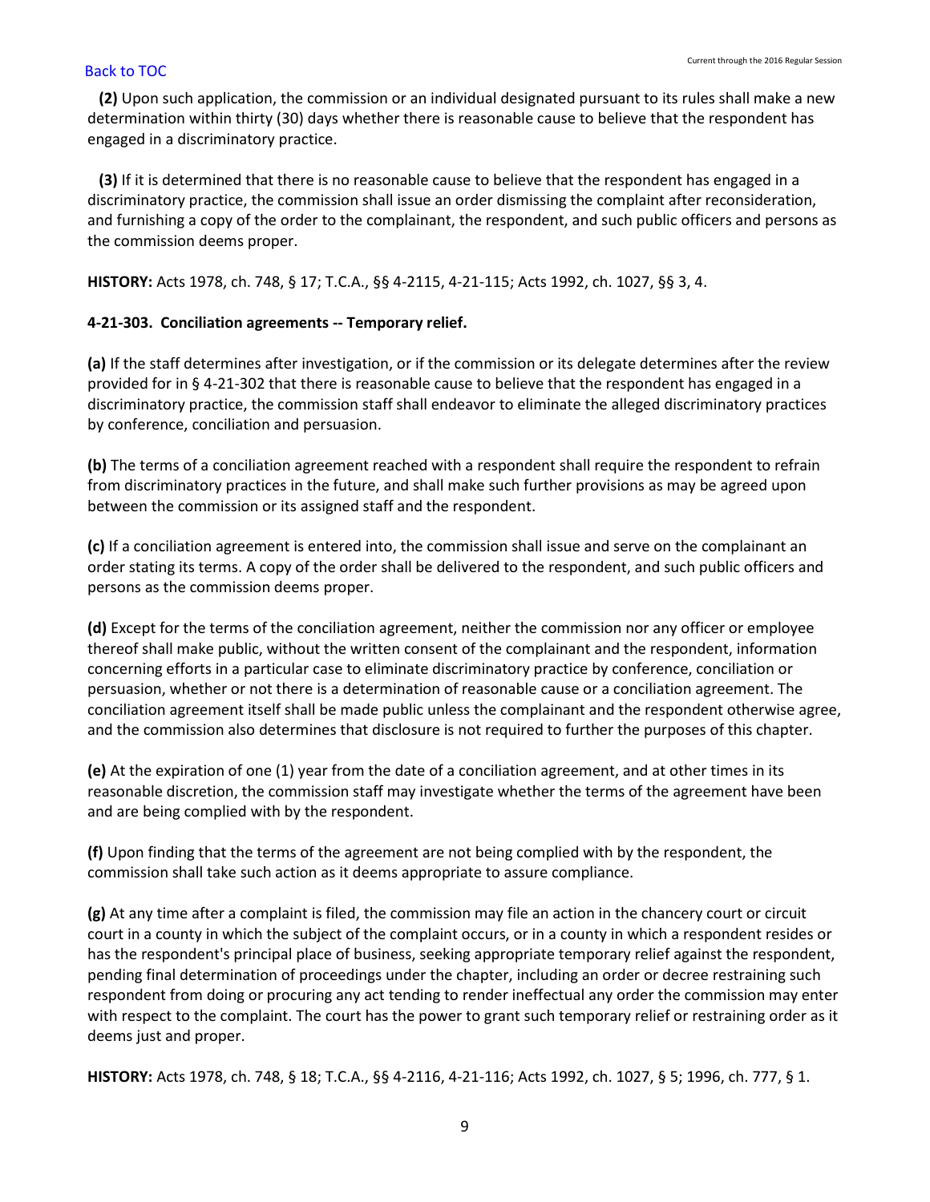**(2)** Upon such application, the commission or an individual designated pursuant to its rules shall make a new determination within thirty (30) days whether there is reasonable cause to believe that the respondent has engaged in a discriminatory practice.

**(3)** If it is determined that there is no reasonable cause to believe that the respondent has engaged in a discriminatory practice, the commission shall issue an order dismissing the complaint after reconsideration, and furnishing a copy of the order to the complainant, the respondent, and such public officers and persons as the commission deems proper.

**HISTORY:** Acts 1978, ch. 748, § 17; T.C.A., §§ 4-2115, 4-21-115; Acts 1992, ch. 1027, §§ 3, 4.

**4-21-303. Conciliation agreements -- Temporary relief.**

**(a)** If the staff determines after investigation, or if the commission or its delegate determines after the review provided for in § 4-21-302 that there is reasonable cause to believe that the respondent has engaged in a discriminatory practice, the commission staff shall endeavor to eliminate the alleged discriminatory practices by conference, conciliation and persuasion.

**(b)** The terms of a conciliation agreement reached with a respondent shall require the respondent to refrain from discriminatory practices in the future, and shall make such further provisions as may be agreed upon between the commission or its assigned staff and the respondent.

**(c)** If a conciliation agreement is entered into, the commission shall issue and serve on the complainant an order stating its terms. A copy of the order shall be delivered to the respondent, and such public officers and persons as the commission deems proper.

**(d)** Except for the terms of the conciliation agreement, neither the commission nor any officer or employee thereof shall make public, without the written consent of the complainant and the respondent, information concerning efforts in a particular case to eliminate discriminatory practice by conference, conciliation or persuasion, whether or not there is a determination of reasonable cause or a conciliation agreement. The conciliation agreement itself shall be made public unless the complainant and the respondent otherwise agree, and the commission also determines that disclosure is not required to further the purposes of this chapter.

**(e)** At the expiration of one (1) year from the date of a conciliation agreement, and at other times in its reasonable discretion, the commission staff may investigate whether the terms of the agreement have been and are being complied with by the respondent.

**(f)** Upon finding that the terms of the agreement are not being complied with by the respondent, the commission shall take such action as it deems appropriate to assure compliance.

**(g)** At any time after a complaint is filed, the commission may file an action in the chancery court or circuit court in a county in which the subject of the complaint occurs, or in a county in which a respondent resides or has the respondent's principal place of business, seeking appropriate temporary relief against the respondent, pending final determination of proceedings under the chapter, including an order or decree restraining such respondent from doing or procuring any act tending to render ineffectual any order the commission may enter with respect to the complaint. The court has the power to grant such temporary relief or restraining order as it deems just and proper.

**HISTORY:** Acts 1978, ch. 748, § 18; T.C.A., §§ 4-2116, 4-21-116; Acts 1992, ch. 1027, § 5; 1996, ch. 777, § 1.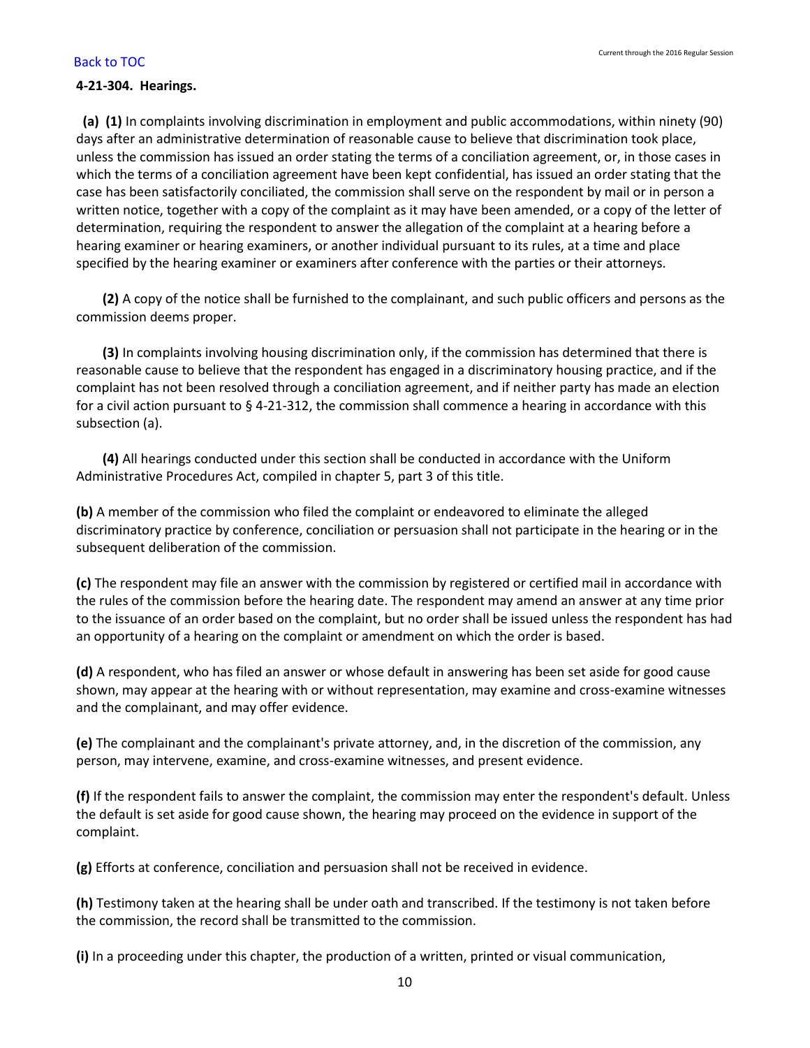**4-21-304. Hearings.**

**(a) (1)** In complaints involving discrimination in employment and public accommodations, within ninety (90) days after an administrative determination of reasonable cause to believe that discrimination took place, unless the commission has issued an order stating the terms of a conciliation agreement, or, in those cases in which the terms of a conciliation agreement have been kept confidential, has issued an order stating that the case has been satisfactorily conciliated, the commission shall serve on the respondent by mail or in person a written notice, together with a copy of the complaint as it may have been amended, or a copy of the letter of determination, requiring the respondent to answer the allegation of the complaint at a hearing before a hearing examiner or hearing examiners, or another individual pursuant to its rules, at a time and place specified by the hearing examiner or examiners after conference with the parties or their attorneys.

**(2)** A copy of the notice shall be furnished to the complainant, and such public officers and persons as the commission deems proper.

**(3)** In complaints involving housing discrimination only, if the commission has determined that there is reasonable cause to believe that the respondent has engaged in a discriminatory housing practice, and if the complaint has not been resolved through a conciliation agreement, and if neither party has made an election for a civil action pursuant to § 4-21-312, the commission shall commence a hearing in accordance with this subsection (a).

**(4)** All hearings conducted under this section shall be conducted in accordance with the Uniform Administrative Procedures Act, compiled in chapter 5, part 3 of this title.

**(b)** A member of the commission who filed the complaint or endeavored to eliminate the alleged discriminatory practice by conference, conciliation or persuasion shall not participate in the hearing or in the subsequent deliberation of the commission.

**(c)** The respondent may file an answer with the commission by registered or certified mail in accordance with the rules of the commission before the hearing date. The respondent may amend an answer at any time prior to the issuance of an order based on the complaint, but no order shall be issued unless the respondent has had an opportunity of a hearing on the complaint or amendment on which the order is based.

**(d)** A respondent, who has filed an answer or whose default in answering has been set aside for good cause shown, may appear at the hearing with or without representation, may examine and cross-examine witnesses and the complainant, and may offer evidence.

**(e)** The complainant and the complainant's private attorney, and, in the discretion of the commission, any person, may intervene, examine, and cross-examine witnesses, and present evidence.

**(f)** If the respondent fails to answer the complaint, the commission may enter the respondent's default. Unless the default is set aside for good cause shown, the hearing may proceed on the evidence in support of the complaint.

**(g)** Efforts at conference, conciliation and persuasion shall not be received in evidence.

**(h)** Testimony taken at the hearing shall be under oath and transcribed. If the testimony is not taken before the commission, the record shall be transmitted to the commission.

**(i)** In a proceeding under this chapter, the production of a written, printed or visual communication,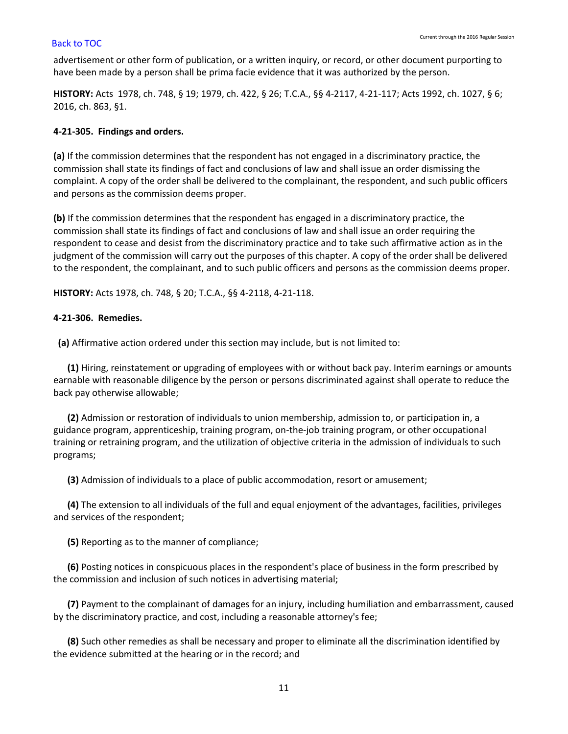advertisement or other form of publication, or a written inquiry, or record, or other document purporting to have been made by a person shall be prima facie evidence that it was authorized by the person.

**HISTORY:** Acts 1978, ch. 748, § 19; 1979, ch. 422, § 26; T.C.A., §§ 4-2117, 4-21-117; Acts 1992, ch. 1027, § 6; 2016, ch. 863, §1.

**4-21-305. Findings and orders.**

**(a)** If the commission determines that the respondent has not engaged in a discriminatory practice, the commission shall state its findings of fact and conclusions of law and shall issue an order dismissing the complaint. A copy of the order shall be delivered to the complainant, the respondent, and such public officers and persons as the commission deems proper.

**(b)** If the commission determines that the respondent has engaged in a discriminatory practice, the commission shall state its findings of fact and conclusions of law and shall issue an order requiring the respondent to cease and desist from the discriminatory practice and to take such affirmative action as in the judgment of the commission will carry out the purposes of this chapter. A copy of the order shall be delivered to the respondent, the complainant, and to such public officers and persons as the commission deems proper.

**HISTORY:** Acts 1978, ch. 748, § 20; T.C.A., §§ 4-2118, 4-21-118.

**4-21-306. Remedies.**

**(a)** Affirmative action ordered under this section may include, but is not limited to:

**(1)** Hiring, reinstatement or upgrading of employees with or without back pay. Interim earnings or amounts earnable with reasonable diligence by the person or persons discriminated against shall operate to reduce the back pay otherwise allowable;

**(2)** Admission or restoration of individuals to union membership, admission to, or participation in, a guidance program, apprenticeship, training program, on-the-job training program, or other occupational training or retraining program, and the utilization of objective criteria in the admission of individuals to such programs;

**(3)** Admission of individuals to a place of public accommodation, resort or amusement;

**(4)** The extension to all individuals of the full and equal enjoyment of the advantages, facilities, privileges and services of the respondent;

**(5)** Reporting as to the manner of compliance;

**(6)** Posting notices in conspicuous places in the respondent's place of business in the form prescribed by the commission and inclusion of such notices in advertising material;

**(7)** Payment to the complainant of damages for an injury, including humiliation and embarrassment, caused by the discriminatory practice, and cost, including a reasonable attorney's fee;

**(8)** Such other remedies as shall be necessary and proper to eliminate all the discrimination identified by the evidence submitted at the hearing or in the record; and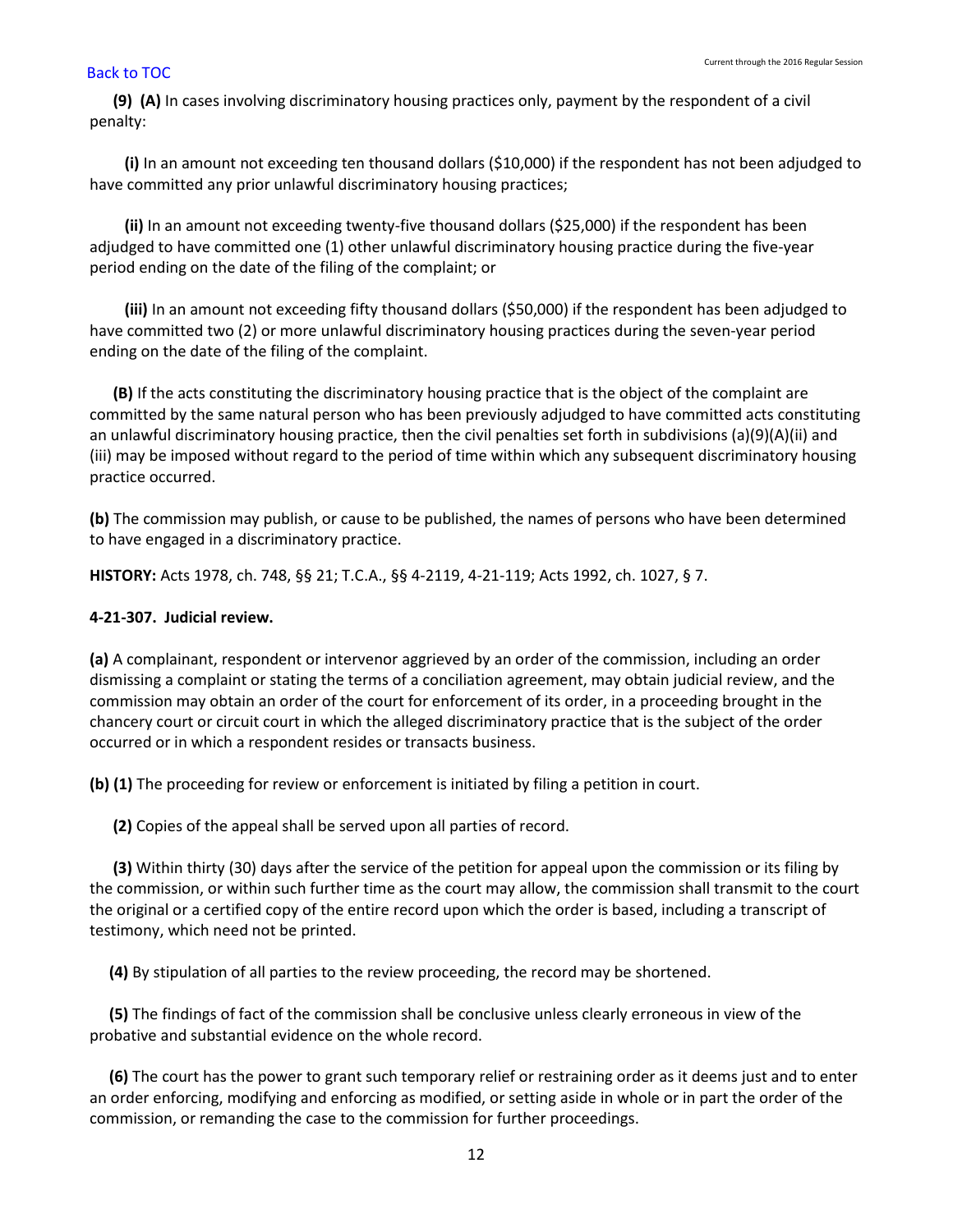**(9) (A)** In cases involving discriminatory housing practices only, payment by the respondent of a civil penalty:

**(i)** In an amount not exceeding ten thousand dollars ($10,000) if the respondent has not been adjudged to have committed any prior unlawful discriminatory housing practices;

**(ii)** In an amount not exceeding twenty-five thousand dollars ($25,000) if the respondent has been adjudged to have committed one (1) other unlawful discriminatory housing practice during the five-year period ending on the date of the filing of the complaint; or

**(iii)** In an amount not exceeding fifty thousand dollars ($50,000) if the respondent has been adjudged to have committed two (2) or more unlawful discriminatory housing practices during the seven-year period ending on the date of the filing of the complaint.

**(B)** If the acts constituting the discriminatory housing practice that is the object of the complaint are committed by the same natural person who has been previously adjudged to have committed acts constituting an unlawful discriminatory housing practice, then the civil penalties set forth in subdivisions (a)(9)(A)(ii) and (iii) may be imposed without regard to the period of time within which any subsequent discriminatory housing practice occurred.

**(b)** The commission may publish, or cause to be published, the names of persons who have been determined to have engaged in a discriminatory practice.

**HISTORY:** Acts 1978, ch. 748, §§ 21; T.C.A., §§ 4-2119, 4-21-119; Acts 1992, ch. 1027, § 7.

**4-21-307. Judicial review.**

**(a)** A complainant, respondent or intervenor aggrieved by an order of the commission, including an order dismissing a complaint or stating the terms of a conciliation agreement, may obtain judicial review, and the commission may obtain an order of the court for enforcement of its order, in a proceeding brought in the chancery court or circuit court in which the alleged discriminatory practice that is the subject of the order occurred or in which a respondent resides or transacts business.

**(b) (1)** The proceeding for review or enforcement is initiated by filing a petition in court.

**(2)** Copies of the appeal shall be served upon all parties of record.

**(3)** Within thirty (30) days after the service of the petition for appeal upon the commission or its filing by the commission, or within such further time as the court may allow, the commission shall transmit to the court the original or a certified copy of the entire record upon which the order is based, including a transcript of testimony, which need not be printed.

**(4)** By stipulation of all parties to the review proceeding, the record may be shortened.

**(5)** The findings of fact of the commission shall be conclusive unless clearly erroneous in view of the probative and substantial evidence on the whole record.

**(6)** The court has the power to grant such temporary relief or restraining order as it deems just and to enter an order enforcing, modifying and enforcing as modified, or setting aside in whole or in part the order of the commission, or remanding the case to the commission for further proceedings.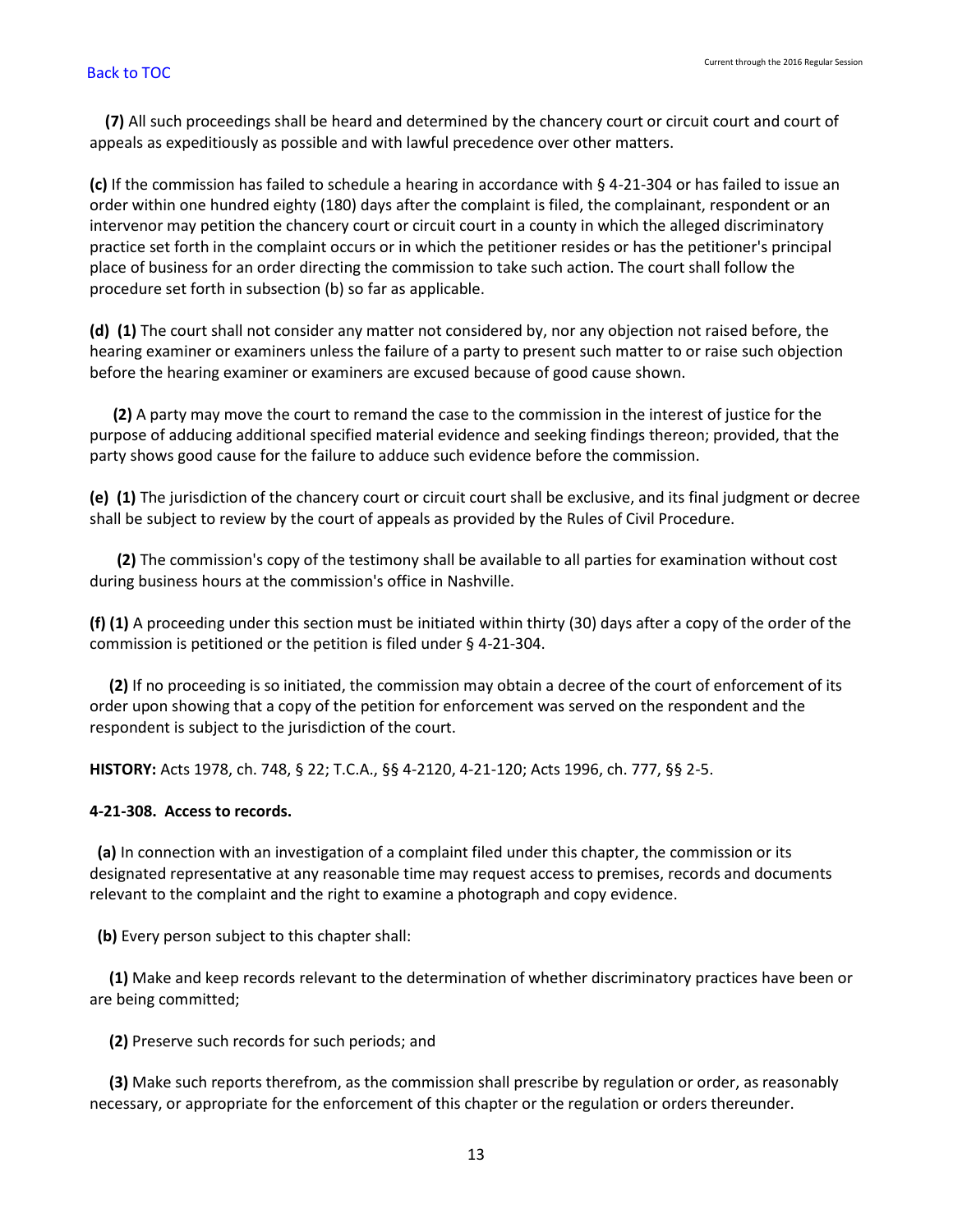**(7)** All such proceedings shall be heard and determined by the chancery court or circuit court and court of appeals as expeditiously as possible and with lawful precedence over other matters.

**(c)** If the commission has failed to schedule a hearing in accordance with § 4-21-304 or has failed to issue an order within one hundred eighty (180) days after the complaint is filed, the complainant, respondent or an intervenor may petition the chancery court or circuit court in a county in which the alleged discriminatory practice set forth in the complaint occurs or in which the petitioner resides or has the petitioner's principal place of business for an order directing the commission to take such action. The court shall follow the procedure set forth in subsection (b) so far as applicable.

**(d) (1)** The court shall not consider any matter not considered by, nor any objection not raised before, the hearing examiner or examiners unless the failure of a party to present such matter to or raise such objection before the hearing examiner or examiners are excused because of good cause shown.

**(2)** A party may move the court to remand the case to the commission in the interest of justice for the purpose of adducing additional specified material evidence and seeking findings thereon; provided, that the party shows good cause for the failure to adduce such evidence before the commission.

**(e) (1)** The jurisdiction of the chancery court or circuit court shall be exclusive, and its final judgment or decree shall be subject to review by the court of appeals as provided by the Rules of Civil Procedure.

**(2)** The commission's copy of the testimony shall be available to all parties for examination without cost during business hours at the commission's office in Nashville.

**(f) (1)** A proceeding under this section must be initiated within thirty (30) days after a copy of the order of the commission is petitioned or the petition is filed under § 4-21-304.

**(2)** If no proceeding is so initiated, the commission may obtain a decree of the court of enforcement of its order upon showing that a copy of the petition for enforcement was served on the respondent and the respondent is subject to the jurisdiction of the court.

**HISTORY:** Acts 1978, ch. 748, § 22; T.C.A., §§ 4-2120, 4-21-120; Acts 1996, ch. 777, §§ 2-5.

**4-21-308. Access to records.**

**(a)** In connection with an investigation of a complaint filed under this chapter, the commission or its designated representative at any reasonable time may request access to premises, records and documents relevant to the complaint and the right to examine a photograph and copy evidence.

**(b)** Every person subject to this chapter shall:

**(1)** Make and keep records relevant to the determination of whether discriminatory practices have been or are being committed;

**(2)** Preserve such records for such periods; and

**(3)** Make such reports therefrom, as the commission shall prescribe by regulation or order, as reasonably necessary, or appropriate for the enforcement of this chapter or the regulation or orders thereunder.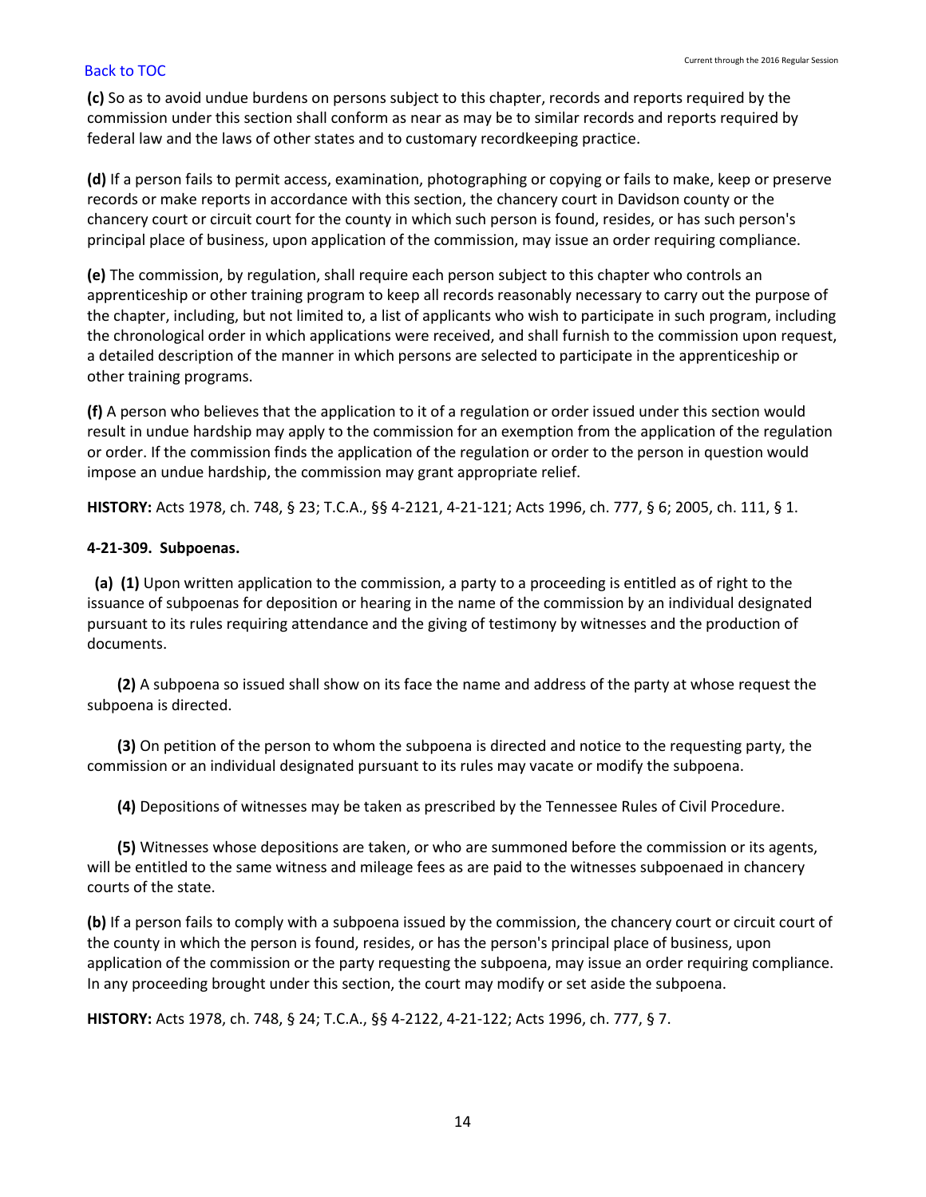**(c)** So as to avoid undue burdens on persons subject to this chapter, records and reports required by the commission under this section shall conform as near as may be to similar records and reports required by federal law and the laws of other states and to customary recordkeeping practice.

**(d)** If a person fails to permit access, examination, photographing or copying or fails to make, keep or preserve records or make reports in accordance with this section, the chancery court in Davidson county or the chancery court or circuit court for the county in which such person is found, resides, or has such person's principal place of business, upon application of the commission, may issue an order requiring compliance.

**(e)** The commission, by regulation, shall require each person subject to this chapter who controls an apprenticeship or other training program to keep all records reasonably necessary to carry out the purpose of the chapter, including, but not limited to, a list of applicants who wish to participate in such program, including the chronological order in which applications were received, and shall furnish to the commission upon request, a detailed description of the manner in which persons are selected to participate in the apprenticeship or other training programs.

**(f)** A person who believes that the application to it of a regulation or order issued under this section would result in undue hardship may apply to the commission for an exemption from the application of the regulation or order. If the commission finds the application of the regulation or order to the person in question would impose an undue hardship, the commission may grant appropriate relief.

**HISTORY:** Acts 1978, ch. 748, § 23; T.C.A., §§ 4-2121, 4-21-121; Acts 1996, ch. 777, § 6; 2005, ch. 111, § 1.

**4-21-309. Subpoenas.**

**(a) (1)** Upon written application to the commission, a party to a proceeding is entitled as of right to the issuance of subpoenas for deposition or hearing in the name of the commission by an individual designated pursuant to its rules requiring attendance and the giving of testimony by witnesses and the production of documents.

**(2)** A subpoena so issued shall show on its face the name and address of the party at whose request the subpoena is directed.

**(3)** On petition of the person to whom the subpoena is directed and notice to the requesting party, the commission or an individual designated pursuant to its rules may vacate or modify the subpoena.

**(4)** Depositions of witnesses may be taken as prescribed by the Tennessee Rules of Civil Procedure.

**(5)** Witnesses whose depositions are taken, or who are summoned before the commission or its agents, will be entitled to the same witness and mileage fees as are paid to the witnesses subpoenaed in chancery courts of the state.

**(b)** If a person fails to comply with a subpoena issued by the commission, the chancery court or circuit court of the county in which the person is found, resides, or has the person's principal place of business, upon application of the commission or the party requesting the subpoena, may issue an order requiring compliance. In any proceeding brought under this section, the court may modify or set aside the subpoena.

**HISTORY:** Acts 1978, ch. 748, § 24; T.C.A., §§ 4-2122, 4-21-122; Acts 1996, ch. 777, § 7.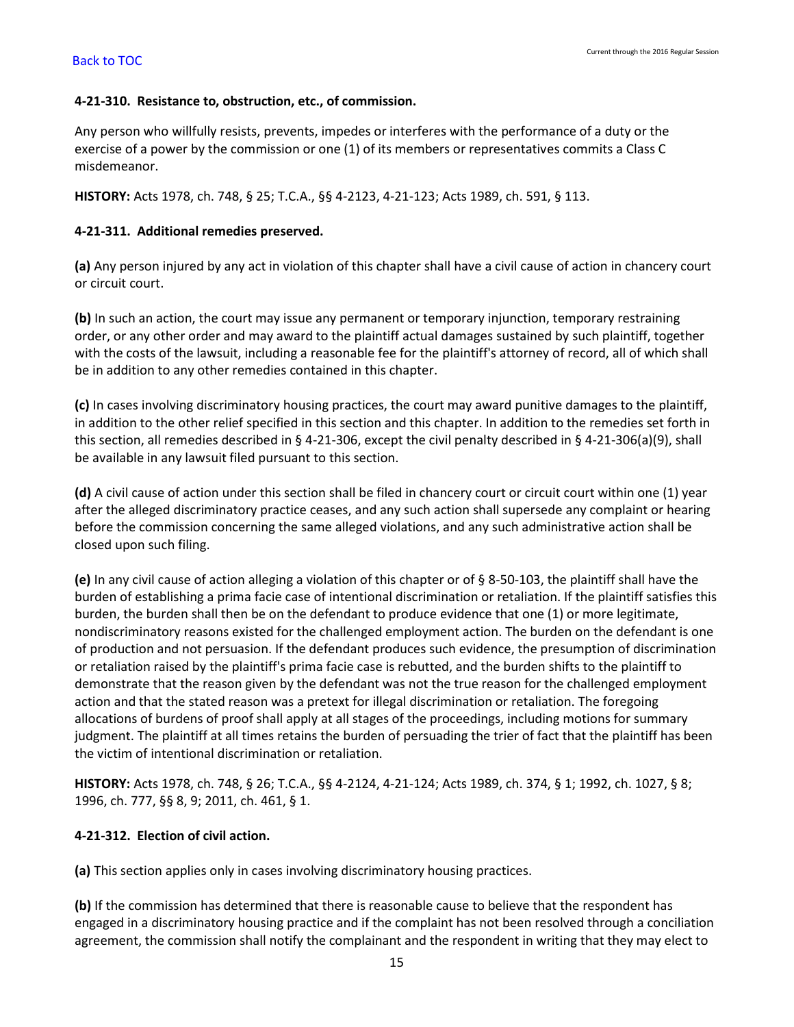**4-21-310. Resistance to, obstruction, etc., of commission.**

Any person who willfully resists, prevents, impedes or interferes with the performance of a duty or the exercise of a power by the commission or one (1) of its members or representatives commits a Class C misdemeanor.

**HISTORY:** Acts 1978, ch. 748, § 25; T.C.A., §§ 4-2123, 4-21-123; Acts 1989, ch. 591, § 113.

**4-21-311. Additional remedies preserved.**

**(a)** Any person injured by any act in violation of this chapter shall have a civil cause of action in chancery court or circuit court.

**(b)** In such an action, the court may issue any permanent or temporary injunction, temporary restraining order, or any other order and may award to the plaintiff actual damages sustained by such plaintiff, together with the costs of the lawsuit, including a reasonable fee for the plaintiff's attorney of record, all of which shall be in addition to any other remedies contained in this chapter.

**(c)** In cases involving discriminatory housing practices, the court may award punitive damages to the plaintiff, in addition to the other relief specified in this section and this chapter. In addition to the remedies set forth in this section, all remedies described in § 4-21-306, except the civil penalty described in § 4-21-306(a)(9), shall be available in any lawsuit filed pursuant to this section.

**(d)** A civil cause of action under this section shall be filed in chancery court or circuit court within one (1) year after the alleged discriminatory practice ceases, and any such action shall supersede any complaint or hearing before the commission concerning the same alleged violations, and any such administrative action shall be closed upon such filing.

**(e)** In any civil cause of action alleging a violation of this chapter or of § 8-50-103, the plaintiff shall have the burden of establishing a prima facie case of intentional discrimination or retaliation. If the plaintiff satisfies this burden, the burden shall then be on the defendant to produce evidence that one (1) or more legitimate, nondiscriminatory reasons existed for the challenged employment action. The burden on the defendant is one of production and not persuasion. If the defendant produces such evidence, the presumption of discrimination or retaliation raised by the plaintiff's prima facie case is rebutted, and the burden shifts to the plaintiff to demonstrate that the reason given by the defendant was not the true reason for the challenged employment action and that the stated reason was a pretext for illegal discrimination or retaliation. The foregoing allocations of burdens of proof shall apply at all stages of the proceedings, including motions for summary judgment. The plaintiff at all times retains the burden of persuading the trier of fact that the plaintiff has been the victim of intentional discrimination or retaliation.

**HISTORY:** Acts 1978, ch. 748, § 26; T.C.A., §§ 4-2124, 4-21-124; Acts 1989, ch. 374, § 1; 1992, ch. 1027, § 8; 1996, ch. 777, §§ 8, 9; 2011, ch. 461, § 1.

**4-21-312. Election of civil action.**

**(a)** This section applies only in cases involving discriminatory housing practices.

**(b)** If the commission has determined that there is reasonable cause to believe that the respondent has engaged in a discriminatory housing practice and if the complaint has not been resolved through a conciliation agreement, the commission shall notify the complainant and the respondent in writing that they may elect to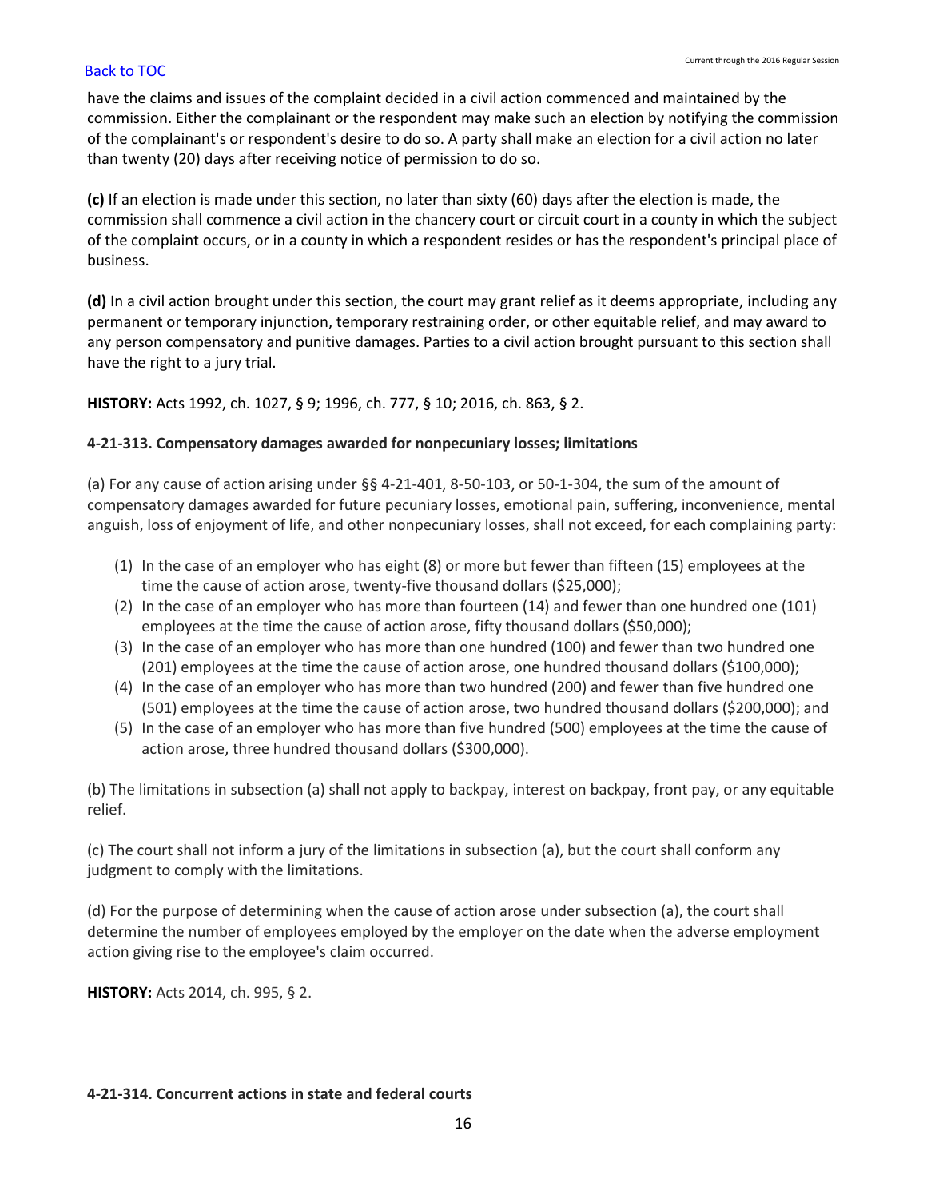have the claims and issues of the complaint decided in a civil action commenced and maintained by the commission. Either the complainant or the respondent may make such an election by notifying the commission of the complainant's or respondent's desire to do so. A party shall make an election for a civil action no later than twenty (20) days after receiving notice of permission to do so.

**(c)** If an election is made under this section, no later than sixty (60) days after the election is made, the commission shall commence a civil action in the chancery court or circuit court in a county in which the subject of the complaint occurs, or in a county in which a respondent resides or has the respondent's principal place of business.

**(d)** In a civil action brought under this section, the court may grant relief as it deems appropriate, including any permanent or temporary injunction, temporary restraining order, or other equitable relief, and may award to any person compensatory and punitive damages. Parties to a civil action brought pursuant to this section shall have the right to a jury trial.

**HISTORY:** Acts 1992, ch. 1027, § 9; 1996, ch. 777, § 10; 2016, ch. 863, § 2.

**4-21-313. Compensatory damages awarded for nonpecuniary losses; limitations**

(a) For any cause of action arising under §§ 4-21-401, 8-50-103, or 50-1-304, the sum of the amount of compensatory damages awarded for future pecuniary losses, emotional pain, suffering, inconvenience, mental anguish, loss of enjoyment of life, and other nonpecuniary losses, shall not exceed, for each complaining party:

(1) In the case of an employer who has eight (8) or more but fewer than fifteen (15) employees at the time the cause of action arose, twenty-five thousand dollars ($25,000);
(2) In the case of an employer who has more than fourteen (14) and fewer than one hundred one (101) employees at the time the cause of action arose, fifty thousand dollars ($50,000);
(3) In the case of an employer who has more than one hundred (100) and fewer than two hundred one (201) employees at the time the cause of action arose, one hundred thousand dollars ($100,000);
(4) In the case of an employer who has more than two hundred (200) and fewer than five hundred one (501) employees at the time the cause of action arose, two hundred thousand dollars ($200,000); and
(5) In the case of an employer who has more than five hundred (500) employees at the time the cause of action arose, three hundred thousand dollars ($300,000).

(b) The limitations in subsection (a) shall not apply to backpay, interest on backpay, front pay, or any equitable relief.

(c) The court shall not inform a jury of the limitations in subsection (a), but the court shall conform any judgment to comply with the limitations.

(d) For the purpose of determining when the cause of action arose under subsection (a), the court shall determine the number of employees employed by the employer on the date when the adverse employment action giving rise to the employee's claim occurred.

**HISTORY:** Acts 2014, ch. 995, § 2.

**4-21-314. Concurrent actions in state and federal courts**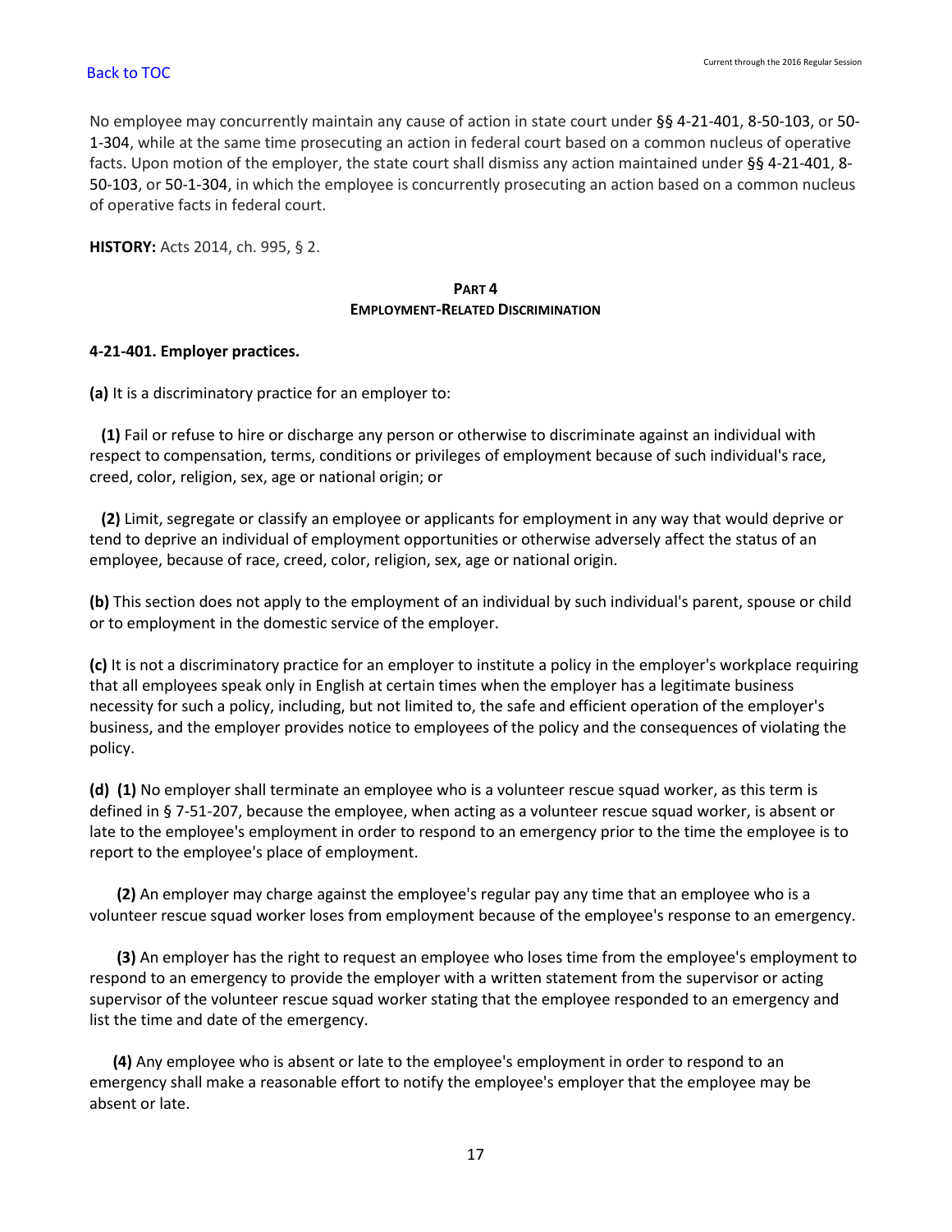No employee may concurrently maintain any cause of action in state court under §§ 4-21-401, 8-50-103, or 50-1-304, while at the same time prosecuting an action in federal court based on a common nucleus of operative facts. Upon motion of the employer, the state court shall dismiss any action maintained under §§ 4-21-401, 8-50-103, or 50-1-304, in which the employee is concurrently prosecuting an action based on a common nucleus of operative facts in federal court.

**HISTORY:** Acts 2014, ch. 995, § 2.

## PART 4
## EMPLOYMENT-RELATED DISCRIMINATION

### 4-21-401. Employer practices.

**(a)** It is a discriminatory practice for an employer to:

**(1)** Fail or refuse to hire or discharge any person or otherwise to discriminate against an individual with respect to compensation, terms, conditions or privileges of employment because of such individual's race, creed, color, religion, sex, age or national origin; or

**(2)** Limit, segregate or classify an employee or applicants for employment in any way that would deprive or tend to deprive an individual of employment opportunities or otherwise adversely affect the status of an employee, because of race, creed, color, religion, sex, age or national origin.

**(b)** This section does not apply to the employment of an individual by such individual's parent, spouse or child or to employment in the domestic service of the employer.

**(c)** It is not a discriminatory practice for an employer to institute a policy in the employer's workplace requiring that all employees speak only in English at certain times when the employer has a legitimate business necessity for such a policy, including, but not limited to, the safe and efficient operation of the employer's business, and the employer provides notice to employees of the policy and the consequences of violating the policy.

**(d)** **(1)** No employer shall terminate an employee who is a volunteer rescue squad worker, as this term is defined in § 7-51-207, because the employee, when acting as a volunteer rescue squad worker, is absent or late to the employee's employment in order to respond to an emergency prior to the time the employee is to report to the employee's place of employment.

**(2)** An employer may charge against the employee's regular pay any time that an employee who is a volunteer rescue squad worker loses from employment because of the employee's response to an emergency.

**(3)** An employer has the right to request an employee who loses time from the employee's employment to respond to an emergency to provide the employer with a written statement from the supervisor or acting supervisor of the volunteer rescue squad worker stating that the employee responded to an emergency and list the time and date of the emergency.

**(4)** Any employee who is absent or late to the employee's employment in order to respond to an emergency shall make a reasonable effort to notify the employee's employer that the employee may be absent or late.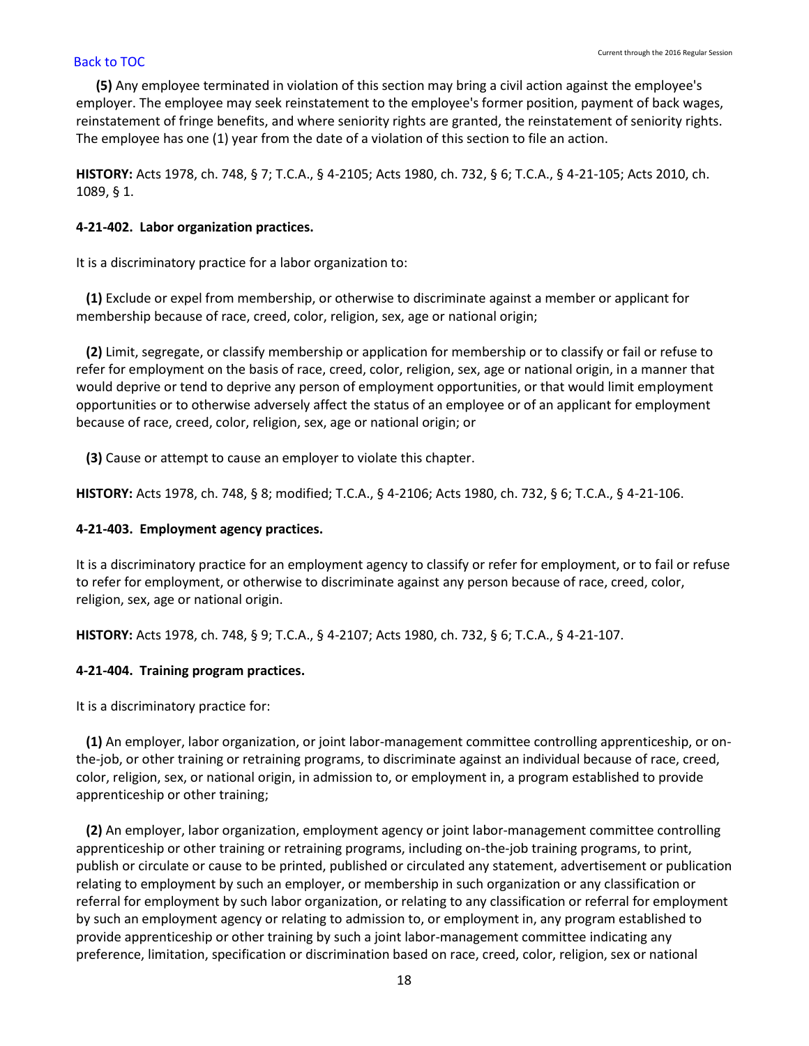**(5)** Any employee terminated in violation of this section may bring a civil action against the employee's employer. The employee may seek reinstatement to the employee's former position, payment of back wages, reinstatement of fringe benefits, and where seniority rights are granted, the reinstatement of seniority rights. The employee has one (1) year from the date of a violation of this section to file an action.

**HISTORY:** Acts 1978, ch. 748, § 7; T.C.A., § 4-2105; Acts 1980, ch. 732, § 6; T.C.A., § 4-21-105; Acts 2010, ch. 1089, § 1.

**4-21-402. Labor organization practices.**

It is a discriminatory practice for a labor organization to:

**(1)** Exclude or expel from membership, or otherwise to discriminate against a member or applicant for membership because of race, creed, color, religion, sex, age or national origin;

**(2)** Limit, segregate, or classify membership or application for membership or to classify or fail or refuse to refer for employment on the basis of race, creed, color, religion, sex, age or national origin, in a manner that would deprive or tend to deprive any person of employment opportunities, or that would limit employment opportunities or to otherwise adversely affect the status of an employee or of an applicant for employment because of race, creed, color, religion, sex, age or national origin; or

**(3)** Cause or attempt to cause an employer to violate this chapter.

**HISTORY:** Acts 1978, ch. 748, § 8; modified; T.C.A., § 4-2106; Acts 1980, ch. 732, § 6; T.C.A., § 4-21-106.

**4-21-403. Employment agency practices.**

It is a discriminatory practice for an employment agency to classify or refer for employment, or to fail or refuse to refer for employment, or otherwise to discriminate against any person because of race, creed, color, religion, sex, age or national origin.

**HISTORY:** Acts 1978, ch. 748, § 9; T.C.A., § 4-2107; Acts 1980, ch. 732, § 6; T.C.A., § 4-21-107.

**4-21-404. Training program practices.**

It is a discriminatory practice for:

**(1)** An employer, labor organization, or joint labor-management committee controlling apprenticeship, or on-the-job, or other training or retraining programs, to discriminate against an individual because of race, creed, color, religion, sex, or national origin, in admission to, or employment in, a program established to provide apprenticeship or other training;

**(2)** An employer, labor organization, employment agency or joint labor-management committee controlling apprenticeship or other training or retraining programs, including on-the-job training programs, to print, publish or circulate or cause to be printed, published or circulated any statement, advertisement or publication relating to employment by such an employer, or membership in such organization or any classification or referral for employment by such labor organization, or relating to any classification or referral for employment by such an employment agency or relating to admission to, or employment in, any program established to provide apprenticeship or other training by such a joint labor-management committee indicating any preference, limitation, specification or discrimination based on race, creed, color, religion, sex or national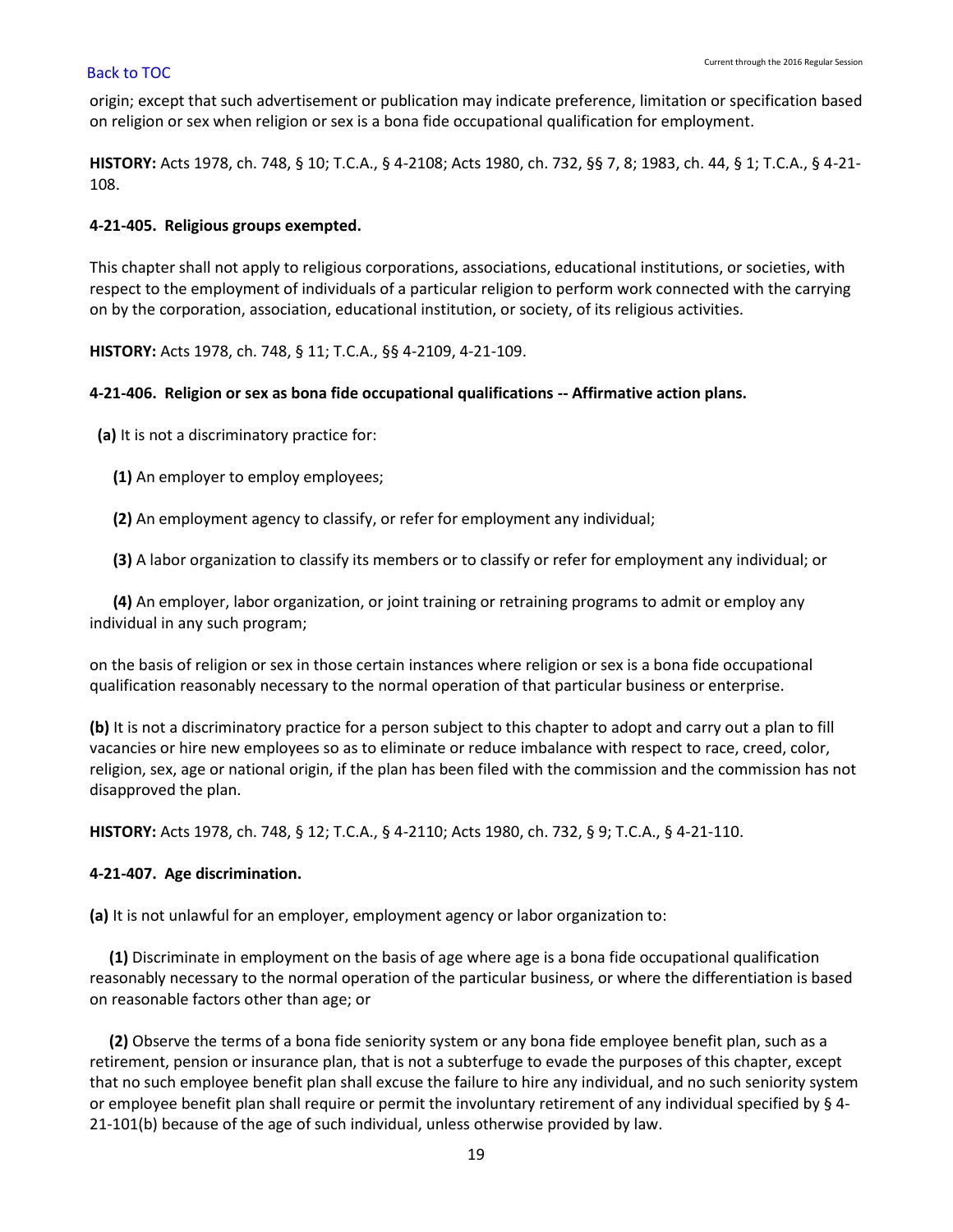origin; except that such advertisement or publication may indicate preference, limitation or specification based on religion or sex when religion or sex is a bona fide occupational qualification for employment.

**HISTORY:** Acts 1978, ch. 748, § 10; T.C.A., § 4-2108; Acts 1980, ch. 732, §§ 7, 8; 1983, ch. 44, § 1; T.C.A., § 4-21-108.

**4-21-405. Religious groups exempted.**

This chapter shall not apply to religious corporations, associations, educational institutions, or societies, with respect to the employment of individuals of a particular religion to perform work connected with the carrying on by the corporation, association, educational institution, or society, of its religious activities.

**HISTORY:** Acts 1978, ch. 748, § 11; T.C.A., §§ 4-2109, 4-21-109.

**4-21-406. Religion or sex as bona fide occupational qualifications -- Affirmative action plans.**

**(a)** It is not a discriminatory practice for:

**(1)** An employer to employ employees;

**(2)** An employment agency to classify, or refer for employment any individual;

**(3)** A labor organization to classify its members or to classify or refer for employment any individual; or

**(4)** An employer, labor organization, or joint training or retraining programs to admit or employ any individual in any such program;

on the basis of religion or sex in those certain instances where religion or sex is a bona fide occupational qualification reasonably necessary to the normal operation of that particular business or enterprise.

**(b)** It is not a discriminatory practice for a person subject to this chapter to adopt and carry out a plan to fill vacancies or hire new employees so as to eliminate or reduce imbalance with respect to race, creed, color, religion, sex, age or national origin, if the plan has been filed with the commission and the commission has not disapproved the plan.

**HISTORY:** Acts 1978, ch. 748, § 12; T.C.A., § 4-2110; Acts 1980, ch. 732, § 9; T.C.A., § 4-21-110.

**4-21-407. Age discrimination.**

**(a)** It is not unlawful for an employer, employment agency or labor organization to:

**(1)** Discriminate in employment on the basis of age where age is a bona fide occupational qualification reasonably necessary to the normal operation of the particular business, or where the differentiation is based on reasonable factors other than age; or

**(2)** Observe the terms of a bona fide seniority system or any bona fide employee benefit plan, such as a retirement, pension or insurance plan, that is not a subterfuge to evade the purposes of this chapter, except that no such employee benefit plan shall excuse the failure to hire any individual, and no such seniority system or employee benefit plan shall require or permit the involuntary retirement of any individual specified by § 4-21-101(b) because of the age of such individual, unless otherwise provided by law.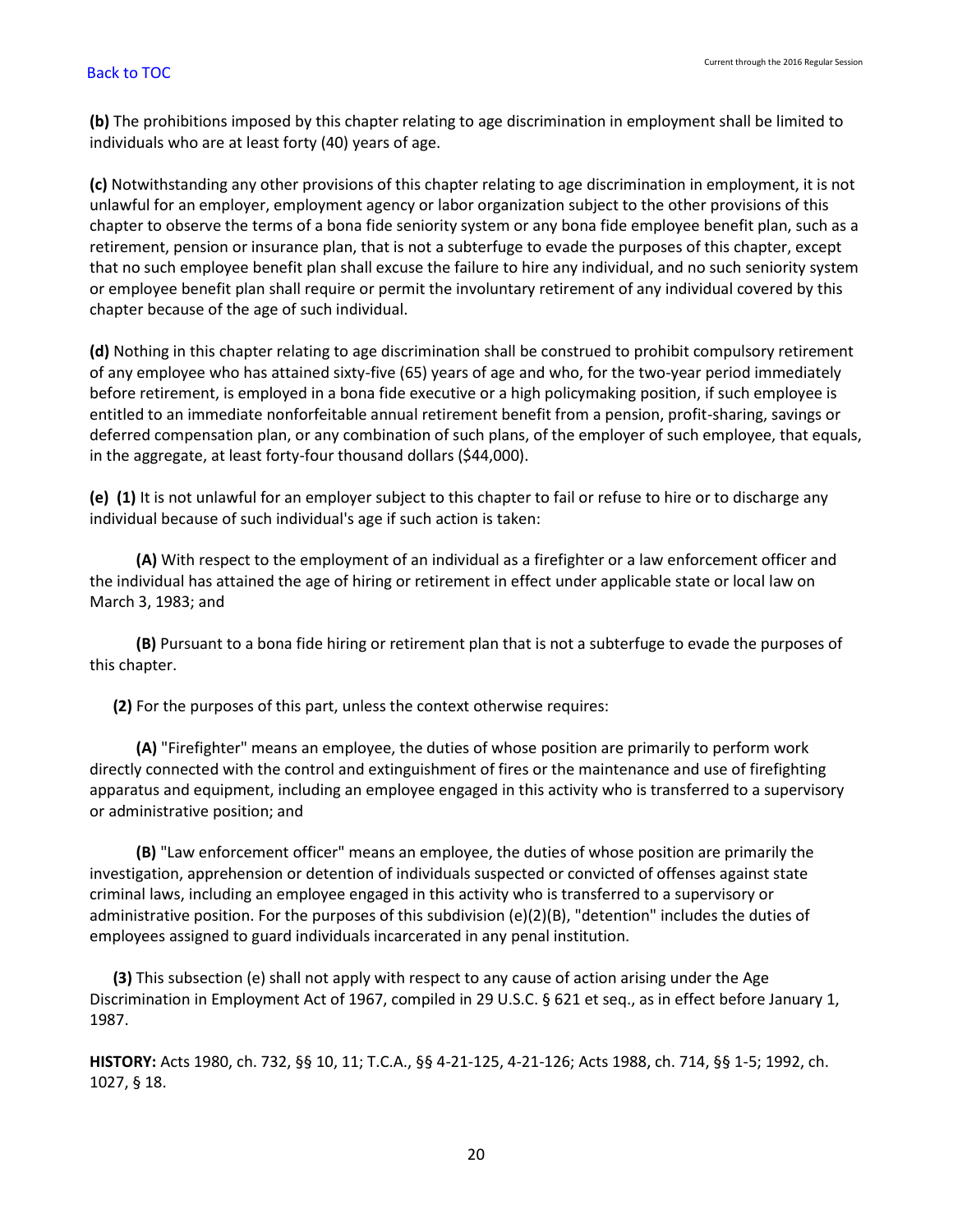**(b)** The prohibitions imposed by this chapter relating to age discrimination in employment shall be limited to individuals who are at least forty (40) years of age.

**(c)** Notwithstanding any other provisions of this chapter relating to age discrimination in employment, it is not unlawful for an employer, employment agency or labor organization subject to the other provisions of this chapter to observe the terms of a bona fide seniority system or any bona fide employee benefit plan, such as a retirement, pension or insurance plan, that is not a subterfuge to evade the purposes of this chapter, except that no such employee benefit plan shall excuse the failure to hire any individual, and no such seniority system or employee benefit plan shall require or permit the involuntary retirement of any individual covered by this chapter because of the age of such individual.

**(d)** Nothing in this chapter relating to age discrimination shall be construed to prohibit compulsory retirement of any employee who has attained sixty-five (65) years of age and who, for the two-year period immediately before retirement, is employed in a bona fide executive or a high policymaking position, if such employee is entitled to an immediate nonforfeitable annual retirement benefit from a pension, profit-sharing, savings or deferred compensation plan, or any combination of such plans, of the employer of such employee, that equals, in the aggregate, at least forty-four thousand dollars ($44,000).

**(e)** **(1)** It is not unlawful for an employer subject to this chapter to fail or refuse to hire or to discharge any individual because of such individual's age if such action is taken:

**(A)** With respect to the employment of an individual as a firefighter or a law enforcement officer and the individual has attained the age of hiring or retirement in effect under applicable state or local law on March 3, 1983; and

**(B)** Pursuant to a bona fide hiring or retirement plan that is not a subterfuge to evade the purposes of this chapter.

**(2)** For the purposes of this part, unless the context otherwise requires:

**(A)** "Firefighter" means an employee, the duties of whose position are primarily to perform work directly connected with the control and extinguishment of fires or the maintenance and use of firefighting apparatus and equipment, including an employee engaged in this activity who is transferred to a supervisory or administrative position; and

**(B)** "Law enforcement officer" means an employee, the duties of whose position are primarily the investigation, apprehension or detention of individuals suspected or convicted of offenses against state criminal laws, including an employee engaged in this activity who is transferred to a supervisory or administrative position. For the purposes of this subdivision (e)(2)(B), "detention" includes the duties of employees assigned to guard individuals incarcerated in any penal institution.

**(3)** This subsection (e) shall not apply with respect to any cause of action arising under the Age Discrimination in Employment Act of 1967, compiled in 29 U.S.C. § 621 et seq., as in effect before January 1, 1987.

**HISTORY:** Acts 1980, ch. 732, §§ 10, 11; T.C.A., §§ 4-21-125, 4-21-126; Acts 1988, ch. 714, §§ 1-5; 1992, ch. 1027, § 18.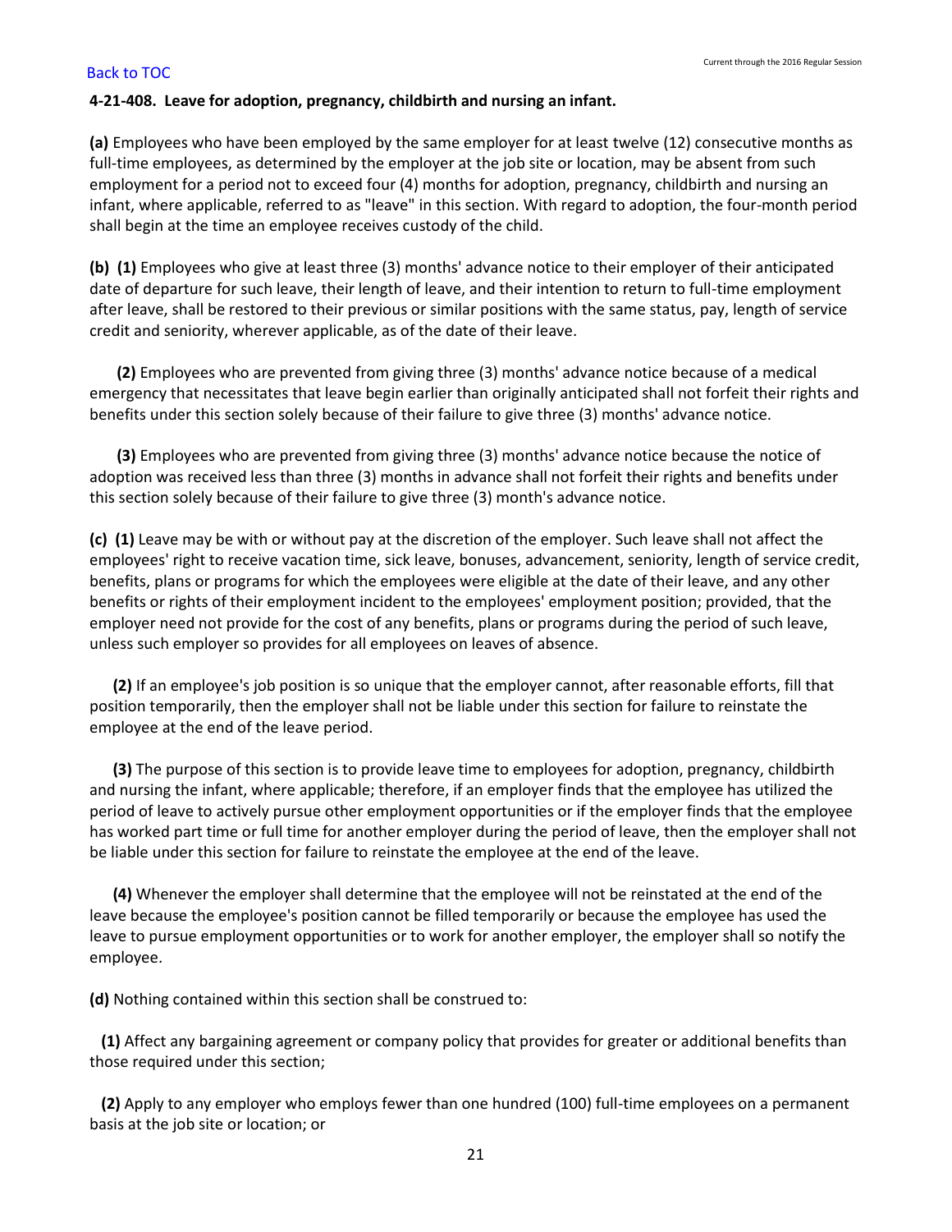**4-21-408. Leave for adoption, pregnancy, childbirth and nursing an infant.**

**(a)** Employees who have been employed by the same employer for at least twelve (12) consecutive months as full-time employees, as determined by the employer at the job site or location, may be absent from such employment for a period not to exceed four (4) months for adoption, pregnancy, childbirth and nursing an infant, where applicable, referred to as "leave" in this section. With regard to adoption, the four-month period shall begin at the time an employee receives custody of the child.

**(b) (1)** Employees who give at least three (3) months' advance notice to their employer of their anticipated date of departure for such leave, their length of leave, and their intention to return to full-time employment after leave, shall be restored to their previous or similar positions with the same status, pay, length of service credit and seniority, wherever applicable, as of the date of their leave.

**(2)** Employees who are prevented from giving three (3) months' advance notice because of a medical emergency that necessitates that leave begin earlier than originally anticipated shall not forfeit their rights and benefits under this section solely because of their failure to give three (3) months' advance notice.

**(3)** Employees who are prevented from giving three (3) months' advance notice because the notice of adoption was received less than three (3) months in advance shall not forfeit their rights and benefits under this section solely because of their failure to give three (3) month's advance notice.

**(c) (1)** Leave may be with or without pay at the discretion of the employer. Such leave shall not affect the employees' right to receive vacation time, sick leave, bonuses, advancement, seniority, length of service credit, benefits, plans or programs for which the employees were eligible at the date of their leave, and any other benefits or rights of their employment incident to the employees' employment position; provided, that the employer need not provide for the cost of any benefits, plans or programs during the period of such leave, unless such employer so provides for all employees on leaves of absence.

**(2)** If an employee's job position is so unique that the employer cannot, after reasonable efforts, fill that position temporarily, then the employer shall not be liable under this section for failure to reinstate the employee at the end of the leave period.

**(3)** The purpose of this section is to provide leave time to employees for adoption, pregnancy, childbirth and nursing the infant, where applicable; therefore, if an employer finds that the employee has utilized the period of leave to actively pursue other employment opportunities or if the employer finds that the employee has worked part time or full time for another employer during the period of leave, then the employer shall not be liable under this section for failure to reinstate the employee at the end of the leave.

**(4)** Whenever the employer shall determine that the employee will not be reinstated at the end of the leave because the employee's position cannot be filled temporarily or because the employee has used the leave to pursue employment opportunities or to work for another employer, the employer shall so notify the employee.

**(d)** Nothing contained within this section shall be construed to:

**(1)** Affect any bargaining agreement or company policy that provides for greater or additional benefits than those required under this section;

**(2)** Apply to any employer who employs fewer than one hundred (100) full-time employees on a permanent basis at the job site or location; or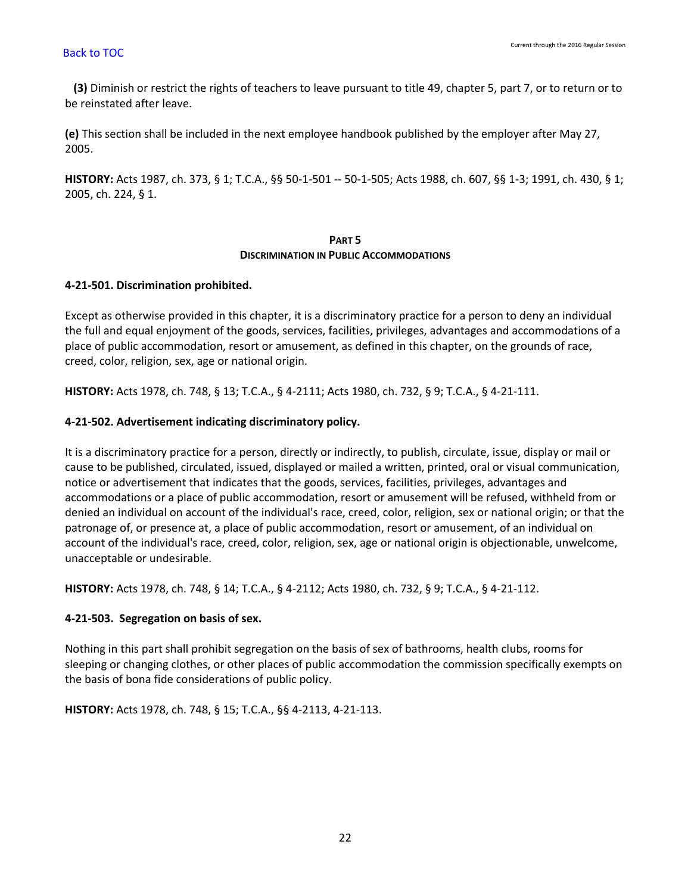**(3)** Diminish or restrict the rights of teachers to leave pursuant to title 49, chapter 5, part 7, or to return or to be reinstated after leave.

**(e)** This section shall be included in the next employee handbook published by the employer after May 27, 2005.

**HISTORY:** Acts 1987, ch. 373, § 1; T.C.A., §§ 50-1-501 -- 50-1-505; Acts 1988, ch. 607, §§ 1-3; 1991, ch. 430, § 1; 2005, ch. 224, § 1.

## PART 5
## DISCRIMINATION IN PUBLIC ACCOMMODATIONS

**4-21-501. Discrimination prohibited.**

Except as otherwise provided in this chapter, it is a discriminatory practice for a person to deny an individual the full and equal enjoyment of the goods, services, facilities, privileges, advantages and accommodations of a place of public accommodation, resort or amusement, as defined in this chapter, on the grounds of race, creed, color, religion, sex, age or national origin.

**HISTORY:** Acts 1978, ch. 748, § 13; T.C.A., § 4-2111; Acts 1980, ch. 732, § 9; T.C.A., § 4-21-111.

**4-21-502. Advertisement indicating discriminatory policy.**

It is a discriminatory practice for a person, directly or indirectly, to publish, circulate, issue, display or mail or cause to be published, circulated, issued, displayed or mailed a written, printed, oral or visual communication, notice or advertisement that indicates that the goods, services, facilities, privileges, advantages and accommodations or a place of public accommodation, resort or amusement will be refused, withheld from or denied an individual on account of the individual's race, creed, color, religion, sex or national origin; or that the patronage of, or presence at, a place of public accommodation, resort or amusement, of an individual on account of the individual's race, creed, color, religion, sex, age or national origin is objectionable, unwelcome, unacceptable or undesirable.

**HISTORY:** Acts 1978, ch. 748, § 14; T.C.A., § 4-2112; Acts 1980, ch. 732, § 9; T.C.A., § 4-21-112.

**4-21-503. Segregation on basis of sex.**

Nothing in this part shall prohibit segregation on the basis of sex of bathrooms, health clubs, rooms for sleeping or changing clothes, or other places of public accommodation the commission specifically exempts on the basis of bona fide considerations of public policy.

**HISTORY:** Acts 1978, ch. 748, § 15; T.C.A., §§ 4-2113, 4-21-113.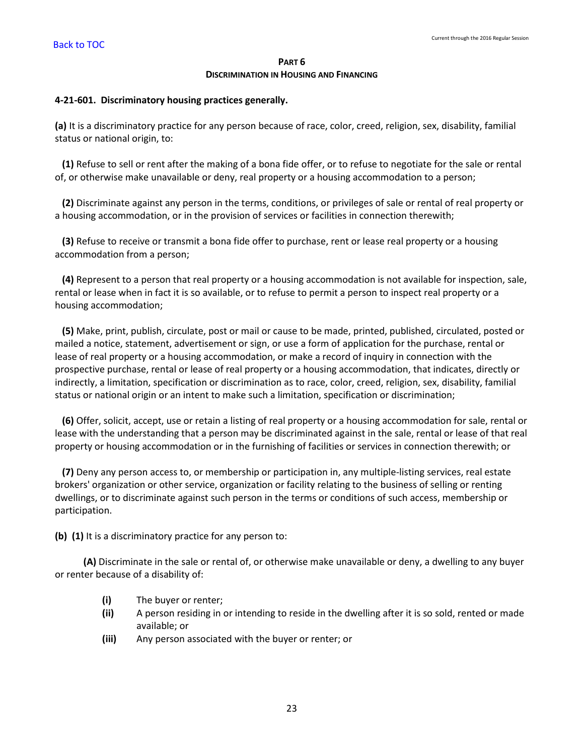## PART 6
## DISCRIMINATION IN HOUSING AND FINANCING

**4-21-601. Discriminatory housing practices generally.**

**(a)** It is a discriminatory practice for any person because of race, color, creed, religion, sex, disability, familial status or national origin, to:

**(1)** Refuse to sell or rent after the making of a bona fide offer, or to refuse to negotiate for the sale or rental of, or otherwise make unavailable or deny, real property or a housing accommodation to a person;

**(2)** Discriminate against any person in the terms, conditions, or privileges of sale or rental of real property or a housing accommodation, or in the provision of services or facilities in connection therewith;

**(3)** Refuse to receive or transmit a bona fide offer to purchase, rent or lease real property or a housing accommodation from a person;

**(4)** Represent to a person that real property or a housing accommodation is not available for inspection, sale, rental or lease when in fact it is so available, or to refuse to permit a person to inspect real property or a housing accommodation;

**(5)** Make, print, publish, circulate, post or mail or cause to be made, printed, published, circulated, posted or mailed a notice, statement, advertisement or sign, or use a form of application for the purchase, rental or lease of real property or a housing accommodation, or make a record of inquiry in connection with the prospective purchase, rental or lease of real property or a housing accommodation, that indicates, directly or indirectly, a limitation, specification or discrimination as to race, color, creed, religion, sex, disability, familial status or national origin or an intent to make such a limitation, specification or discrimination;

**(6)** Offer, solicit, accept, use or retain a listing of real property or a housing accommodation for sale, rental or lease with the understanding that a person may be discriminated against in the sale, rental or lease of that real property or housing accommodation or in the furnishing of facilities or services in connection therewith; or

**(7)** Deny any person access to, or membership or participation in, any multiple-listing services, real estate brokers' organization or other service, organization or facility relating to the business of selling or renting dwellings, or to discriminate against such person in the terms or conditions of such access, membership or participation.

**(b) (1)** It is a discriminatory practice for any person to:

**(A)** Discriminate in the sale or rental of, or otherwise make unavailable or deny, a dwelling to any buyer or renter because of a disability of:

- **(i)** The buyer or renter;
- **(ii)** A person residing in or intending to reside in the dwelling after it is so sold, rented or made available; or
- **(iii)** Any person associated with the buyer or renter; or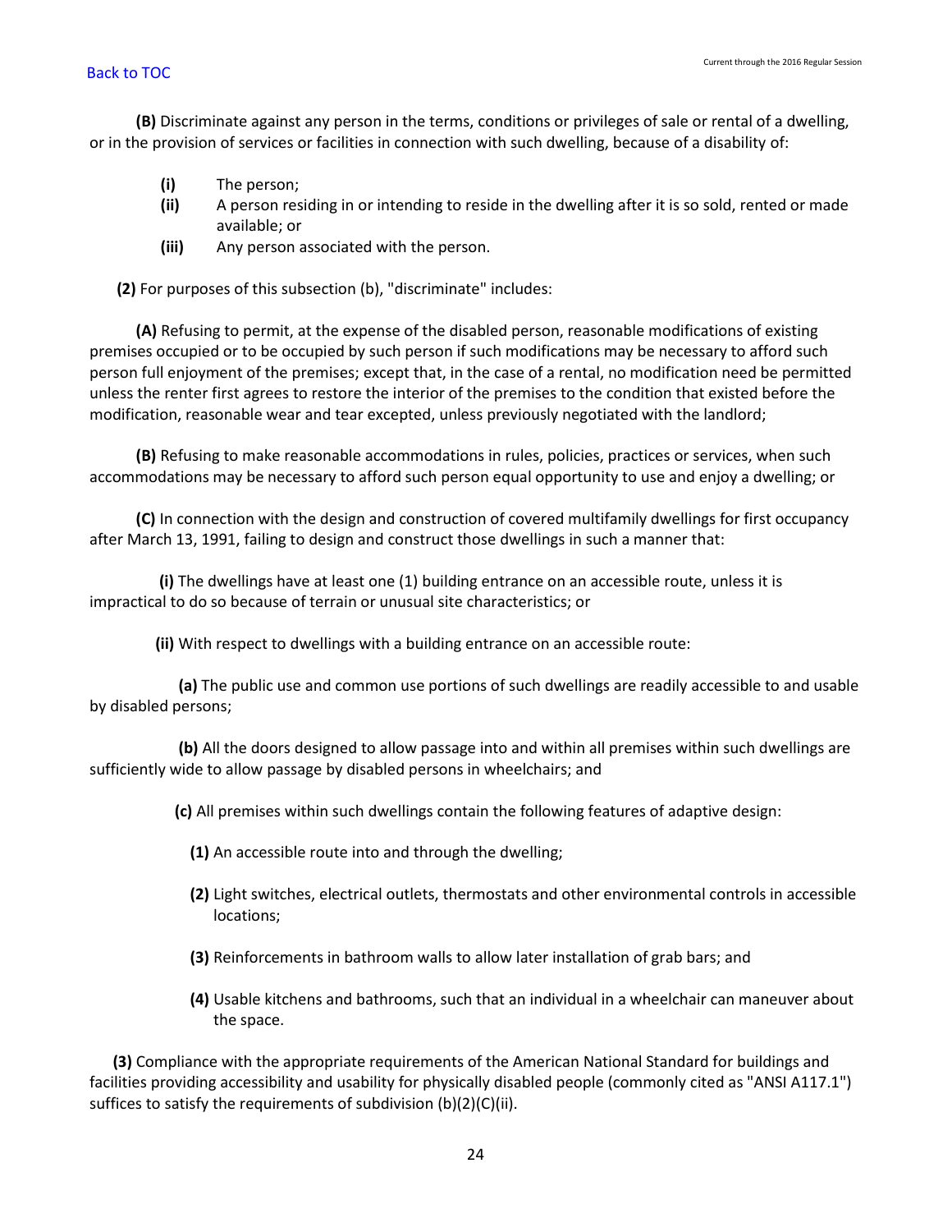**(B)** Discriminate against any person in the terms, conditions or privileges of sale or rental of a dwelling, or in the provision of services or facilities in connection with such dwelling, because of a disability of:

- **(i)** The person;
- **(ii)** A person residing in or intending to reside in the dwelling after it is so sold, rented or made available; or
- **(iii)** Any person associated with the person.

**(2)** For purposes of this subsection (b), "discriminate" includes:

**(A)** Refusing to permit, at the expense of the disabled person, reasonable modifications of existing premises occupied or to be occupied by such person if such modifications may be necessary to afford such person full enjoyment of the premises; except that, in the case of a rental, no modification need be permitted unless the renter first agrees to restore the interior of the premises to the condition that existed before the modification, reasonable wear and tear excepted, unless previously negotiated with the landlord;

**(B)** Refusing to make reasonable accommodations in rules, policies, practices or services, when such accommodations may be necessary to afford such person equal opportunity to use and enjoy a dwelling; or

**(C)** In connection with the design and construction of covered multifamily dwellings for first occupancy after March 13, 1991, failing to design and construct those dwellings in such a manner that:

**(i)** The dwellings have at least one (1) building entrance on an accessible route, unless it is impractical to do so because of terrain or unusual site characteristics; or

**(ii)** With respect to dwellings with a building entrance on an accessible route:

**(a)** The public use and common use portions of such dwellings are readily accessible to and usable by disabled persons;

**(b)** All the doors designed to allow passage into and within all premises within such dwellings are sufficiently wide to allow passage by disabled persons in wheelchairs; and

**(c)** All premises within such dwellings contain the following features of adaptive design:

**(1)** An accessible route into and through the dwelling;

**(2)** Light switches, electrical outlets, thermostats and other environmental controls in accessible locations;

**(3)** Reinforcements in bathroom walls to allow later installation of grab bars; and

**(4)** Usable kitchens and bathrooms, such that an individual in a wheelchair can maneuver about the space.

**(3)** Compliance with the appropriate requirements of the American National Standard for buildings and facilities providing accessibility and usability for physically disabled people (commonly cited as "ANSI A117.1") suffices to satisfy the requirements of subdivision (b)(2)(C)(ii).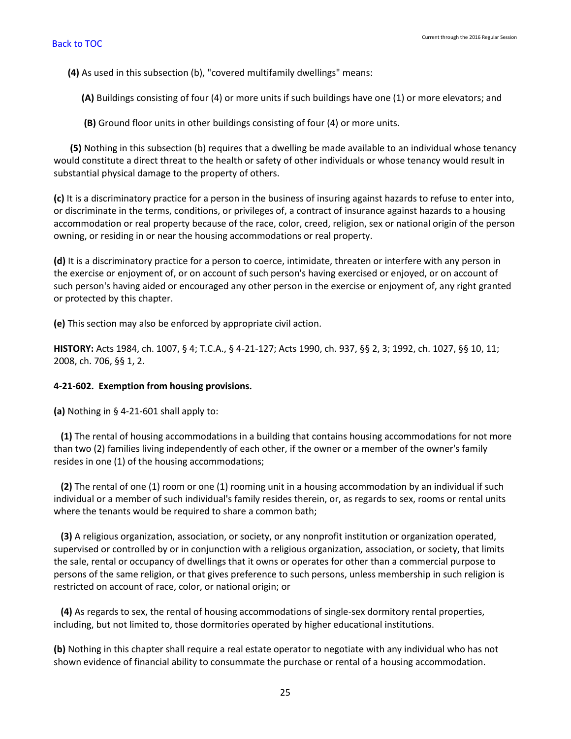**(4)** As used in this subsection (b), "covered multifamily dwellings" means:

**(A)** Buildings consisting of four (4) or more units if such buildings have one (1) or more elevators; and

**(B)** Ground floor units in other buildings consisting of four (4) or more units.

**(5)** Nothing in this subsection (b) requires that a dwelling be made available to an individual whose tenancy would constitute a direct threat to the health or safety of other individuals or whose tenancy would result in substantial physical damage to the property of others.

**(c)** It is a discriminatory practice for a person in the business of insuring against hazards to refuse to enter into, or discriminate in the terms, conditions, or privileges of, a contract of insurance against hazards to a housing accommodation or real property because of the race, color, creed, religion, sex or national origin of the person owning, or residing in or near the housing accommodations or real property.

**(d)** It is a discriminatory practice for a person to coerce, intimidate, threaten or interfere with any person in the exercise or enjoyment of, or on account of such person's having exercised or enjoyed, or on account of such person's having aided or encouraged any other person in the exercise or enjoyment of, any right granted or protected by this chapter.

**(e)** This section may also be enforced by appropriate civil action.

**HISTORY:** Acts 1984, ch. 1007, § 4; T.C.A., § 4-21-127; Acts 1990, ch. 937, §§ 2, 3; 1992, ch. 1027, §§ 10, 11; 2008, ch. 706, §§ 1, 2.

**4-21-602. Exemption from housing provisions.**

**(a)** Nothing in § 4-21-601 shall apply to:

**(1)** The rental of housing accommodations in a building that contains housing accommodations for not more than two (2) families living independently of each other, if the owner or a member of the owner's family resides in one (1) of the housing accommodations;

**(2)** The rental of one (1) room or one (1) rooming unit in a housing accommodation by an individual if such individual or a member of such individual's family resides therein, or, as regards to sex, rooms or rental units where the tenants would be required to share a common bath;

**(3)** A religious organization, association, or society, or any nonprofit institution or organization operated, supervised or controlled by or in conjunction with a religious organization, association, or society, that limits the sale, rental or occupancy of dwellings that it owns or operates for other than a commercial purpose to persons of the same religion, or that gives preference to such persons, unless membership in such religion is restricted on account of race, color, or national origin; or

**(4)** As regards to sex, the rental of housing accommodations of single-sex dormitory rental properties, including, but not limited to, those dormitories operated by higher educational institutions.

**(b)** Nothing in this chapter shall require a real estate operator to negotiate with any individual who has not shown evidence of financial ability to consummate the purchase or rental of a housing accommodation.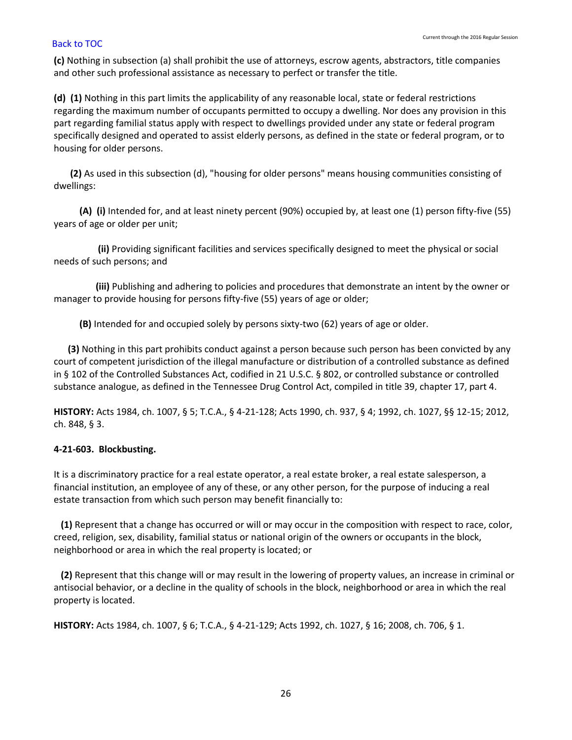**(c)** Nothing in subsection (a) shall prohibit the use of attorneys, escrow agents, abstractors, title companies and other such professional assistance as necessary to perfect or transfer the title.

**(d) (1)** Nothing in this part limits the applicability of any reasonable local, state or federal restrictions regarding the maximum number of occupants permitted to occupy a dwelling. Nor does any provision in this part regarding familial status apply with respect to dwellings provided under any state or federal program specifically designed and operated to assist elderly persons, as defined in the state or federal program, or to housing for older persons.

**(2)** As used in this subsection (d), "housing for older persons" means housing communities consisting of dwellings:

**(A) (i)** Intended for, and at least ninety percent (90%) occupied by, at least one (1) person fifty-five (55) years of age or older per unit;

**(ii)** Providing significant facilities and services specifically designed to meet the physical or social needs of such persons; and

**(iii)** Publishing and adhering to policies and procedures that demonstrate an intent by the owner or manager to provide housing for persons fifty-five (55) years of age or older;

**(B)** Intended for and occupied solely by persons sixty-two (62) years of age or older.

**(3)** Nothing in this part prohibits conduct against a person because such person has been convicted by any court of competent jurisdiction of the illegal manufacture or distribution of a controlled substance as defined in § 102 of the Controlled Substances Act, codified in 21 U.S.C. § 802, or controlled substance or controlled substance analogue, as defined in the Tennessee Drug Control Act, compiled in title 39, chapter 17, part 4.

**HISTORY:** Acts 1984, ch. 1007, § 5; T.C.A., § 4-21-128; Acts 1990, ch. 937, § 4; 1992, ch. 1027, §§ 12-15; 2012, ch. 848, § 3.

**4-21-603. Blockbusting.**

It is a discriminatory practice for a real estate operator, a real estate broker, a real estate salesperson, a financial institution, an employee of any of these, or any other person, for the purpose of inducing a real estate transaction from which such person may benefit financially to:

**(1)** Represent that a change has occurred or will or may occur in the composition with respect to race, color, creed, religion, sex, disability, familial status or national origin of the owners or occupants in the block, neighborhood or area in which the real property is located; or

**(2)** Represent that this change will or may result in the lowering of property values, an increase in criminal or antisocial behavior, or a decline in the quality of schools in the block, neighborhood or area in which the real property is located.

**HISTORY:** Acts 1984, ch. 1007, § 6; T.C.A., § 4-21-129; Acts 1992, ch. 1027, § 16; 2008, ch. 706, § 1.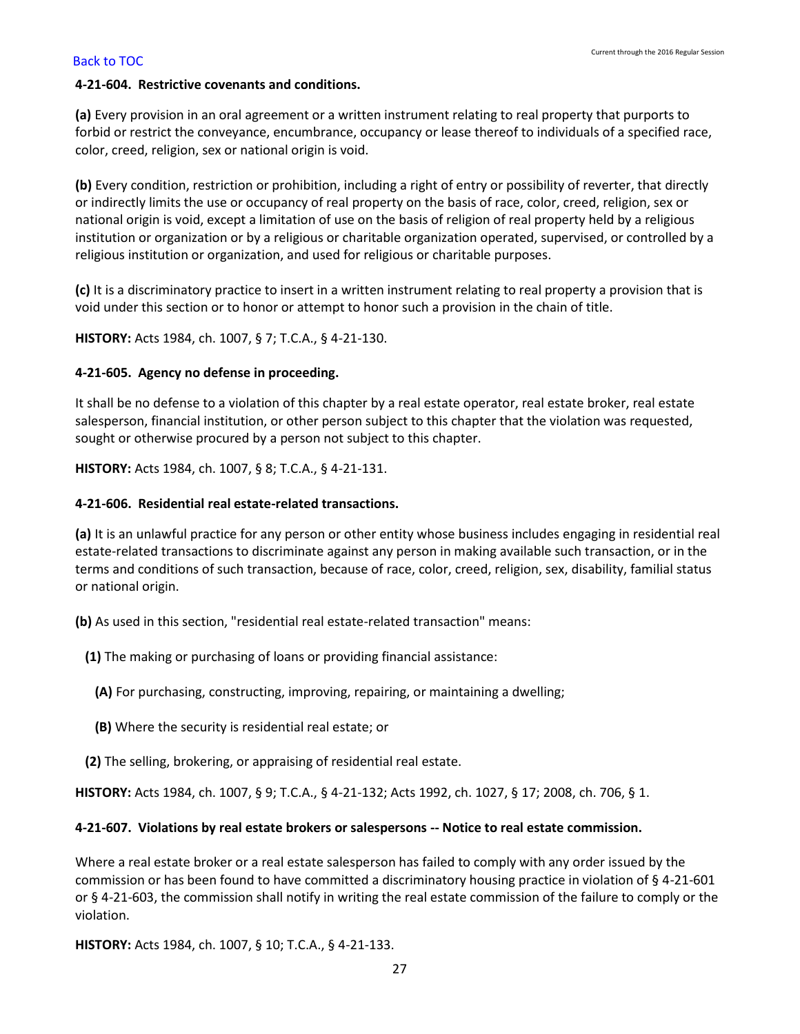**4-21-604. Restrictive covenants and conditions.**

**(a)** Every provision in an oral agreement or a written instrument relating to real property that purports to forbid or restrict the conveyance, encumbrance, occupancy or lease thereof to individuals of a specified race, color, creed, religion, sex or national origin is void.

**(b)** Every condition, restriction or prohibition, including a right of entry or possibility of reverter, that directly or indirectly limits the use or occupancy of real property on the basis of race, color, creed, religion, sex or national origin is void, except a limitation of use on the basis of religion of real property held by a religious institution or organization or by a religious or charitable organization operated, supervised, or controlled by a religious institution or organization, and used for religious or charitable purposes.

**(c)** It is a discriminatory practice to insert in a written instrument relating to real property a provision that is void under this section or to honor or attempt to honor such a provision in the chain of title.

**HISTORY:** Acts 1984, ch. 1007, § 7; T.C.A., § 4-21-130.

**4-21-605. Agency no defense in proceeding.**

It shall be no defense to a violation of this chapter by a real estate operator, real estate broker, real estate salesperson, financial institution, or other person subject to this chapter that the violation was requested, sought or otherwise procured by a person not subject to this chapter.

**HISTORY:** Acts 1984, ch. 1007, § 8; T.C.A., § 4-21-131.

**4-21-606. Residential real estate-related transactions.**

**(a)** It is an unlawful practice for any person or other entity whose business includes engaging in residential real estate-related transactions to discriminate against any person in making available such transaction, or in the terms and conditions of such transaction, because of race, color, creed, religion, sex, disability, familial status or national origin.

**(b)** As used in this section, "residential real estate-related transaction" means:

**(1)** The making or purchasing of loans or providing financial assistance:

**(A)** For purchasing, constructing, improving, repairing, or maintaining a dwelling;

**(B)** Where the security is residential real estate; or

**(2)** The selling, brokering, or appraising of residential real estate.

**HISTORY:** Acts 1984, ch. 1007, § 9; T.C.A., § 4-21-132; Acts 1992, ch. 1027, § 17; 2008, ch. 706, § 1.

**4-21-607. Violations by real estate brokers or salespersons -- Notice to real estate commission.**

Where a real estate broker or a real estate salesperson has failed to comply with any order issued by the commission or has been found to have committed a discriminatory housing practice in violation of § 4-21-601 or § 4-21-603, the commission shall notify in writing the real estate commission of the failure to comply or the violation.

**HISTORY:** Acts 1984, ch. 1007, § 10; T.C.A., § 4-21-133.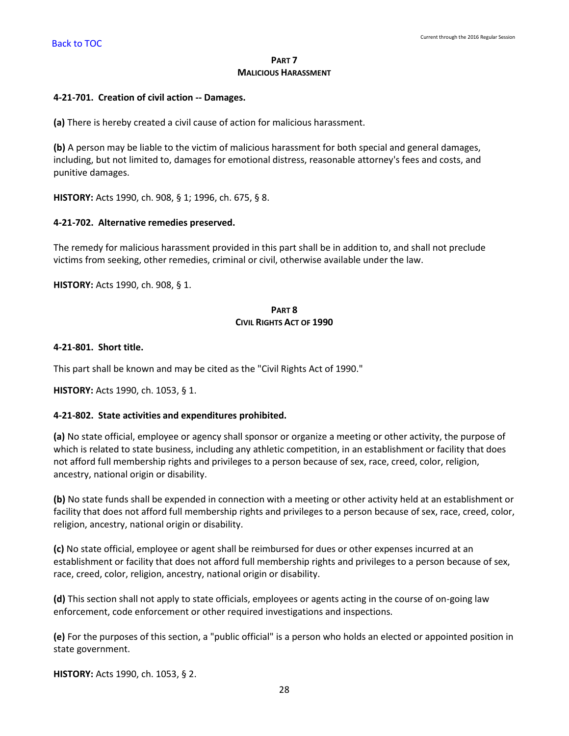## PART 7
## MALICIOUS HARASSMENT

**4-21-701. Creation of civil action -- Damages.**

**(a)** There is hereby created a civil cause of action for malicious harassment.

**(b)** A person may be liable to the victim of malicious harassment for both special and general damages, including, but not limited to, damages for emotional distress, reasonable attorney's fees and costs, and punitive damages.

**HISTORY:** Acts 1990, ch. 908, § 1; 1996, ch. 675, § 8.

**4-21-702. Alternative remedies preserved.**

The remedy for malicious harassment provided in this part shall be in addition to, and shall not preclude victims from seeking, other remedies, criminal or civil, otherwise available under the law.

**HISTORY:** Acts 1990, ch. 908, § 1.

## PART 8
## CIVIL RIGHTS ACT OF 1990

**4-21-801. Short title.**

This part shall be known and may be cited as the "Civil Rights Act of 1990."

**HISTORY:** Acts 1990, ch. 1053, § 1.

**4-21-802. State activities and expenditures prohibited.**

**(a)** No state official, employee or agency shall sponsor or organize a meeting or other activity, the purpose of which is related to state business, including any athletic competition, in an establishment or facility that does not afford full membership rights and privileges to a person because of sex, race, creed, color, religion, ancestry, national origin or disability.

**(b)** No state funds shall be expended in connection with a meeting or other activity held at an establishment or facility that does not afford full membership rights and privileges to a person because of sex, race, creed, color, religion, ancestry, national origin or disability.

**(c)** No state official, employee or agent shall be reimbursed for dues or other expenses incurred at an establishment or facility that does not afford full membership rights and privileges to a person because of sex, race, creed, color, religion, ancestry, national origin or disability.

**(d)** This section shall not apply to state officials, employees or agents acting in the course of on-going law enforcement, code enforcement or other required investigations and inspections.

**(e)** For the purposes of this section, a "public official" is a person who holds an elected or appointed position in state government.

**HISTORY:** Acts 1990, ch. 1053, § 2.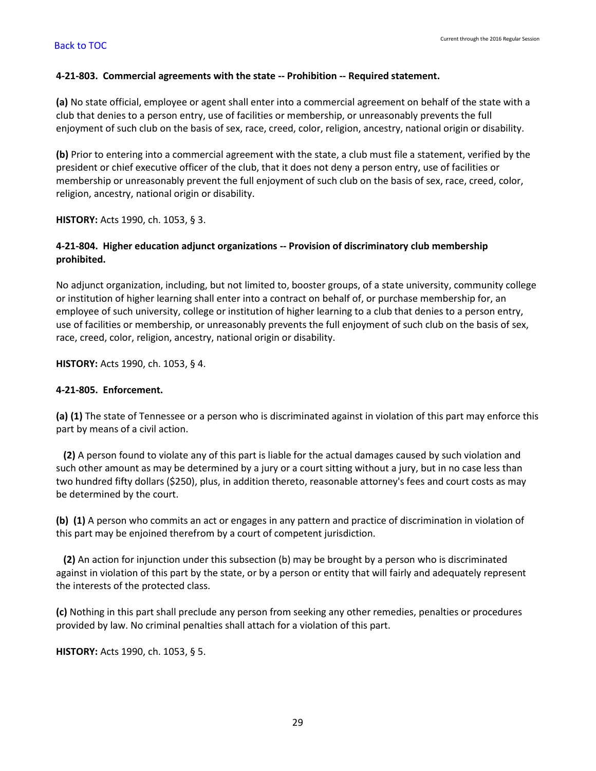#### 4-21-803. Commercial agreements with the state -- Prohibition -- Required statement.

**(a)** No state official, employee or agent shall enter into a commercial agreement on behalf of the state with a club that denies to a person entry, use of facilities or membership, or unreasonably prevents the full enjoyment of such club on the basis of sex, race, creed, color, religion, ancestry, national origin or disability.

**(b)** Prior to entering into a commercial agreement with the state, a club must file a statement, verified by the president or chief executive officer of the club, that it does not deny a person entry, use of facilities or membership or unreasonably prevent the full enjoyment of such club on the basis of sex, race, creed, color, religion, ancestry, national origin or disability.

**HISTORY:** Acts 1990, ch. 1053, § 3.

#### 4-21-804. Higher education adjunct organizations -- Provision of discriminatory club membership prohibited.

No adjunct organization, including, but not limited to, booster groups, of a state university, community college or institution of higher learning shall enter into a contract on behalf of, or purchase membership for, an employee of such university, college or institution of higher learning to a club that denies to a person entry, use of facilities or membership, or unreasonably prevents the full enjoyment of such club on the basis of sex, race, creed, color, religion, ancestry, national origin or disability.

**HISTORY:** Acts 1990, ch. 1053, § 4.

#### 4-21-805. Enforcement.

**(a) (1)** The state of Tennessee or a person who is discriminated against in violation of this part may enforce this part by means of a civil action.

**(2)** A person found to violate any of this part is liable for the actual damages caused by such violation and such other amount as may be determined by a jury or a court sitting without a jury, but in no case less than two hundred fifty dollars ($250), plus, in addition thereto, reasonable attorney's fees and court costs as may be determined by the court.

**(b) (1)** A person who commits an act or engages in any pattern and practice of discrimination in violation of this part may be enjoined therefrom by a court of competent jurisdiction.

**(2)** An action for injunction under this subsection (b) may be brought by a person who is discriminated against in violation of this part by the state, or by a person or entity that will fairly and adequately represent the interests of the protected class.

**(c)** Nothing in this part shall preclude any person from seeking any other remedies, penalties or procedures provided by law. No criminal penalties shall attach for a violation of this part.

**HISTORY:** Acts 1990, ch. 1053, § 5.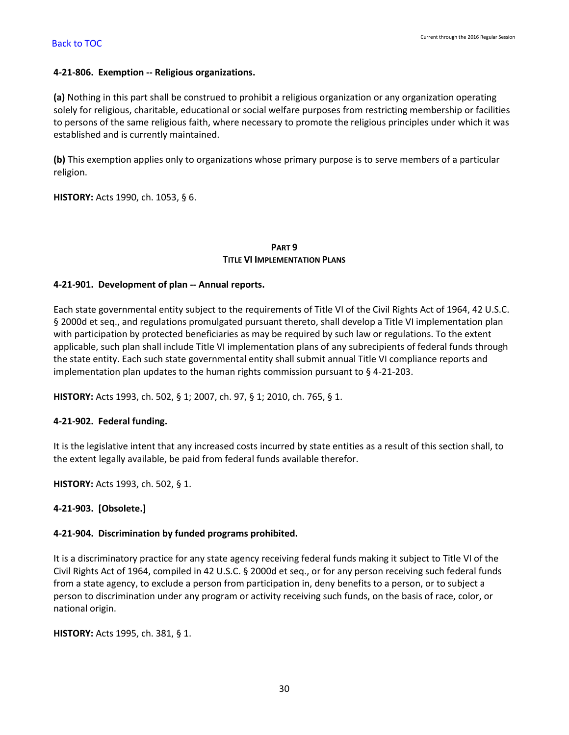#### 4-21-806. Exemption -- Religious organizations.

**(a)** Nothing in this part shall be construed to prohibit a religious organization or any organization operating solely for religious, charitable, educational or social welfare purposes from restricting membership or facilities to persons of the same religious faith, where necessary to promote the religious principles under which it was established and is currently maintained.

**(b)** This exemption applies only to organizations whose primary purpose is to serve members of a particular religion.

**HISTORY:** Acts 1990, ch. 1053, § 6.

## PART 9
## TITLE VI IMPLEMENTATION PLANS

#### 4-21-901. Development of plan -- Annual reports.

Each state governmental entity subject to the requirements of Title VI of the Civil Rights Act of 1964, 42 U.S.C. § 2000d et seq., and regulations promulgated pursuant thereto, shall develop a Title VI implementation plan with participation by protected beneficiaries as may be required by such law or regulations. To the extent applicable, such plan shall include Title VI implementation plans of any subrecipients of federal funds through the state entity. Each such state governmental entity shall submit annual Title VI compliance reports and implementation plan updates to the human rights commission pursuant to § 4-21-203.

**HISTORY:** Acts 1993, ch. 502, § 1; 2007, ch. 97, § 1; 2010, ch. 765, § 1.

#### 4-21-902. Federal funding.

It is the legislative intent that any increased costs incurred by state entities as a result of this section shall, to the extent legally available, be paid from federal funds available therefor.

**HISTORY:** Acts 1993, ch. 502, § 1.

#### 4-21-903. [Obsolete.]

#### 4-21-904. Discrimination by funded programs prohibited.

It is a discriminatory practice for any state agency receiving federal funds making it subject to Title VI of the Civil Rights Act of 1964, compiled in 42 U.S.C. § 2000d et seq., or for any person receiving such federal funds from a state agency, to exclude a person from participation in, deny benefits to a person, or to subject a person to discrimination under any program or activity receiving such funds, on the basis of race, color, or national origin.

**HISTORY:** Acts 1995, ch. 381, § 1.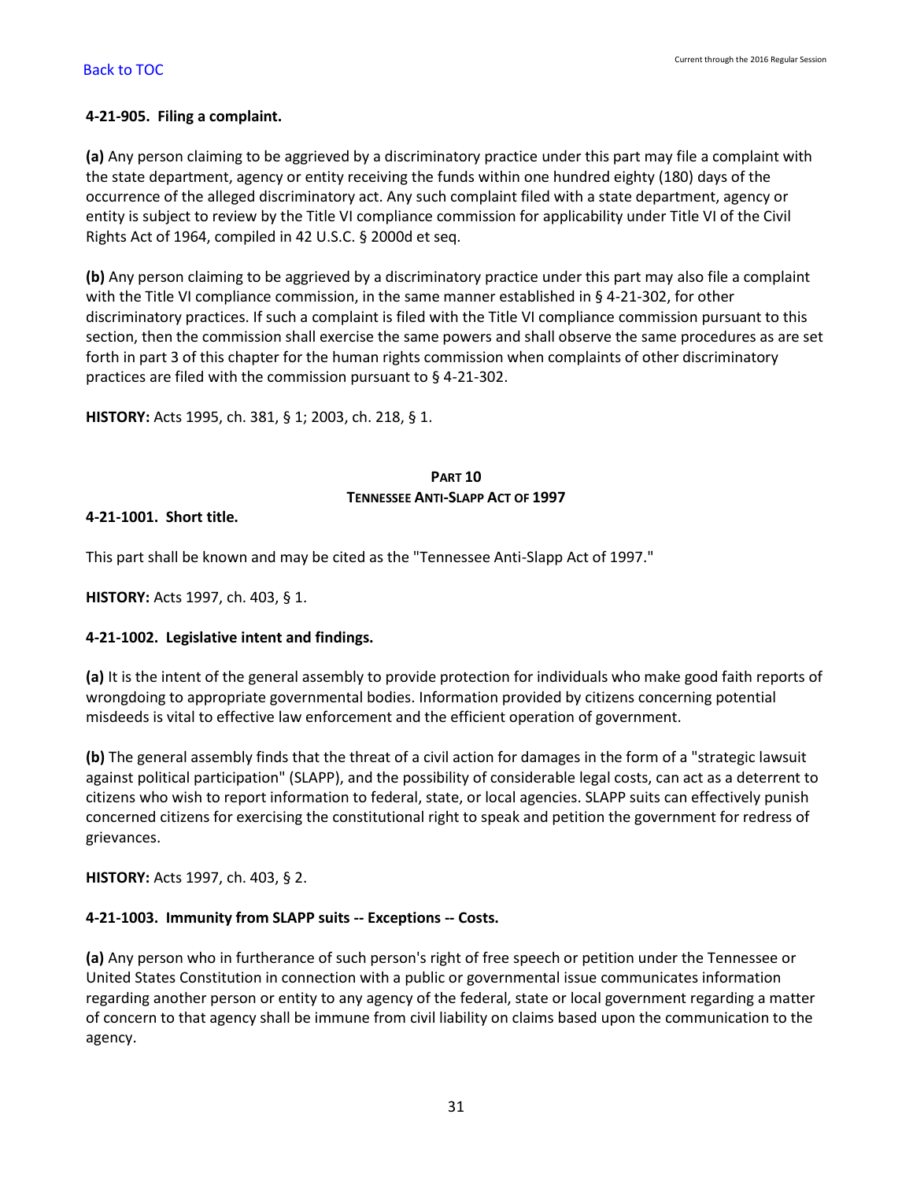**4-21-905. Filing a complaint.**

**(a)** Any person claiming to be aggrieved by a discriminatory practice under this part may file a complaint with the state department, agency or entity receiving the funds within one hundred eighty (180) days of the occurrence of the alleged discriminatory act. Any such complaint filed with a state department, agency or entity is subject to review by the Title VI compliance commission for applicability under Title VI of the Civil Rights Act of 1964, compiled in 42 U.S.C. § 2000d et seq.

**(b)** Any person claiming to be aggrieved by a discriminatory practice under this part may also file a complaint with the Title VI compliance commission, in the same manner established in § 4-21-302, for other discriminatory practices. If such a complaint is filed with the Title VI compliance commission pursuant to this section, then the commission shall exercise the same powers and shall observe the same procedures as are set forth in part 3 of this chapter for the human rights commission when complaints of other discriminatory practices are filed with the commission pursuant to § 4-21-302.

**HISTORY:** Acts 1995, ch. 381, § 1; 2003, ch. 218, § 1.

## PART 10
## TENNESSEE ANTI-SLAPP ACT OF 1997

**4-21-1001. Short title.**

This part shall be known and may be cited as the "Tennessee Anti-Slapp Act of 1997."

**HISTORY:** Acts 1997, ch. 403, § 1.

**4-21-1002. Legislative intent and findings.**

**(a)** It is the intent of the general assembly to provide protection for individuals who make good faith reports of wrongdoing to appropriate governmental bodies. Information provided by citizens concerning potential misdeeds is vital to effective law enforcement and the efficient operation of government.

**(b)** The general assembly finds that the threat of a civil action for damages in the form of a "strategic lawsuit against political participation" (SLAPP), and the possibility of considerable legal costs, can act as a deterrent to citizens who wish to report information to federal, state, or local agencies. SLAPP suits can effectively punish concerned citizens for exercising the constitutional right to speak and petition the government for redress of grievances.

**HISTORY:** Acts 1997, ch. 403, § 2.

**4-21-1003. Immunity from SLAPP suits -- Exceptions -- Costs.**

**(a)** Any person who in furtherance of such person's right of free speech or petition under the Tennessee or United States Constitution in connection with a public or governmental issue communicates information regarding another person or entity to any agency of the federal, state or local government regarding a matter of concern to that agency shall be immune from civil liability on claims based upon the communication to the agency.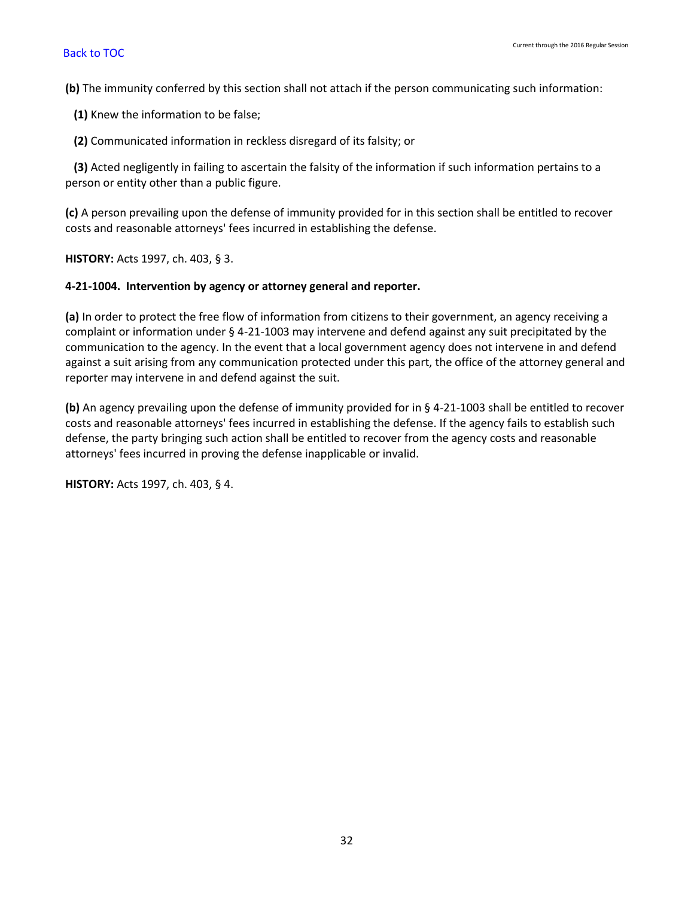**(b)** The immunity conferred by this section shall not attach if the person communicating such information:

**(1)** Knew the information to be false;

**(2)** Communicated information in reckless disregard of its falsity; or

**(3)** Acted negligently in failing to ascertain the falsity of the information if such information pertains to a person or entity other than a public figure.

**(c)** A person prevailing upon the defense of immunity provided for in this section shall be entitled to recover costs and reasonable attorneys' fees incurred in establishing the defense.

**HISTORY:** Acts 1997, ch. 403, § 3.

**4-21-1004. Intervention by agency or attorney general and reporter.**

**(a)** In order to protect the free flow of information from citizens to their government, an agency receiving a complaint or information under § 4-21-1003 may intervene and defend against any suit precipitated by the communication to the agency. In the event that a local government agency does not intervene in and defend against a suit arising from any communication protected under this part, the office of the attorney general and reporter may intervene in and defend against the suit.

**(b)** An agency prevailing upon the defense of immunity provided for in § 4-21-1003 shall be entitled to recover costs and reasonable attorneys' fees incurred in establishing the defense. If the agency fails to establish such defense, the party bringing such action shall be entitled to recover from the agency costs and reasonable attorneys' fees incurred in proving the defense inapplicable or invalid.

**HISTORY:** Acts 1997, ch. 403, § 4.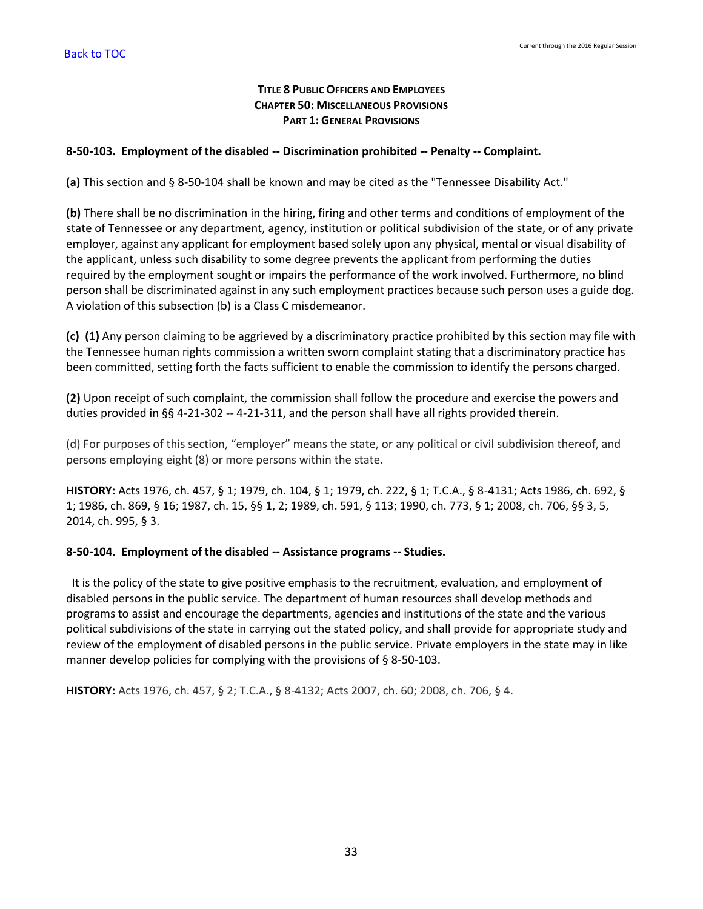Back to TOC

**TITLE 8 PUBLIC OFFICERS AND EMPLOYEES**
**CHAPTER 50: MISCELLANEOUS PROVISIONS**
**PART 1: GENERAL PROVISIONS**

**8-50-103. Employment of the disabled -- Discrimination prohibited -- Penalty -- Complaint.**

**(a)** This section and § 8-50-104 shall be known and may be cited as the "Tennessee Disability Act."

**(b)** There shall be no discrimination in the hiring, firing and other terms and conditions of employment of the state of Tennessee or any department, agency, institution or political subdivision of the state, or of any private employer, against any applicant for employment based solely upon any physical, mental or visual disability of the applicant, unless such disability to some degree prevents the applicant from performing the duties required by the employment sought or impairs the performance of the work involved. Furthermore, no blind person shall be discriminated against in any such employment practices because such person uses a guide dog. A violation of this subsection (b) is a Class C misdemeanor.

**(c) (1)** Any person claiming to be aggrieved by a discriminatory practice prohibited by this section may file with the Tennessee human rights commission a written sworn complaint stating that a discriminatory practice has been committed, setting forth the facts sufficient to enable the commission to identify the persons charged.

**(2)** Upon receipt of such complaint, the commission shall follow the procedure and exercise the powers and duties provided in §§ 4-21-302 -- 4-21-311, and the person shall have all rights provided therein.

(d) For purposes of this section, "employer" means the state, or any political or civil subdivision thereof, and persons employing eight (8) or more persons within the state.

**HISTORY:** Acts 1976, ch. 457, § 1; 1979, ch. 104, § 1; 1979, ch. 222, § 1; T.C.A., § 8-4131; Acts 1986, ch. 692, § 1; 1986, ch. 869, § 16; 1987, ch. 15, §§ 1, 2; 1989, ch. 591, § 113; 1990, ch. 773, § 1; 2008, ch. 706, §§ 3, 5, 2014, ch. 995, § 3.

**8-50-104. Employment of the disabled -- Assistance programs -- Studies.**

It is the policy of the state to give positive emphasis to the recruitment, evaluation, and employment of disabled persons in the public service. The department of human resources shall develop methods and programs to assist and encourage the departments, agencies and institutions of the state and the various political subdivisions of the state in carrying out the stated policy, and shall provide for appropriate study and review of the employment of disabled persons in the public service. Private employers in the state may in like manner develop policies for complying with the provisions of § 8-50-103.

**HISTORY:** Acts 1976, ch. 457, § 2; T.C.A., § 8-4132; Acts 2007, ch. 60; 2008, ch. 706, § 4.